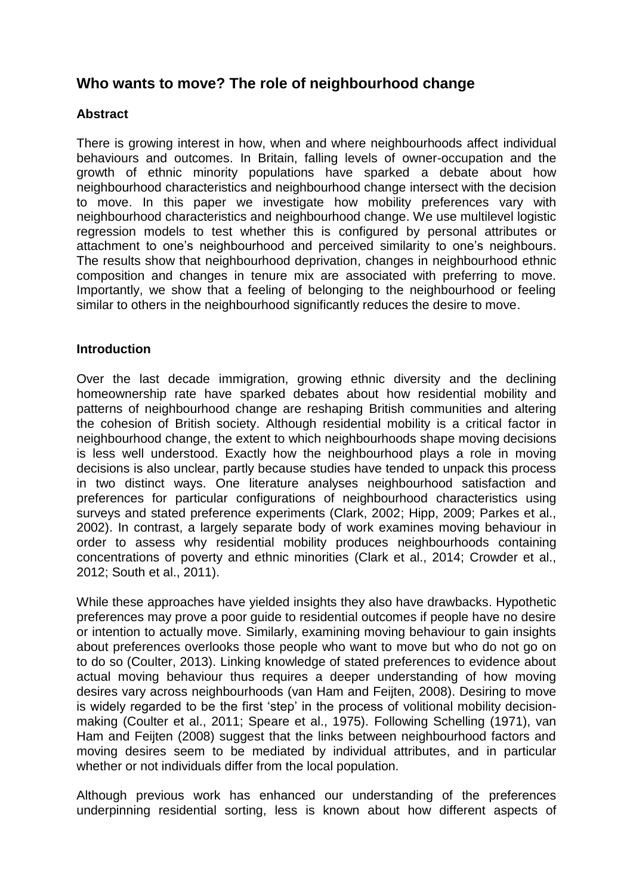# Who wants to move? The role of neighbourhood change

### Abstract

There is growing interest in how, when and where neighbourhoods affect individual behaviours and outcomes. In Britain, falling levels of owner-occupation and the growth of ethnic minority populations have sparked a debate about how neighbourhood characteristics and neighbourhood change intersect with the decision to move. In this paper we investigate how mobility preferences vary with neighbourhood characteristics and neighbourhood change. We use multilevel logistic regression models to test whether this is configured by personal attributes or attachment to one's neighbourhood and perceived similarity to one's neighbours. The results show that neighbourhood deprivation, changes in neighbourhood ethnic composition and changes in tenure mix are associated with preferring to move. Importantly, we show that a feeling of belonging to the neighbourhood or feeling similar to others in the neighbourhood significantly reduces the desire to move.

### Introduction

Over the last decade immigration, growing ethnic diversity and the declining homeownership rate have sparked debates about how residential mobility and patterns of neighbourhood change are reshaping British communities and altering the cohesion of British society. Although residential mobility is a critical factor in neighbourhood change, the extent to which neighbourhoods shape moving decisions is less well understood. Exactly how the neighbourhood plays a role in moving decisions is also unclear, partly because studies have tended to unpack this process in two distinct ways. One literature analyses neighbourhood satisfaction and preferences for particular configurations of neighbourhood characteristics using surveys and stated preference experiments (Clark, 2002; Hipp, 2009; Parkes et al., 2002). In contrast, a largely separate body of work examines moving behaviour in order to assess why residential mobility produces neighbourhoods containing concentrations of poverty and ethnic minorities (Clark et al., 2014; Crowder et al., 2012; South et al., 2011).

While these approaches have yielded insights they also have drawbacks. Hypothetic preferences may prove a poor guide to residential outcomes if people have no desire or intention to actually move. Similarly, examining moving behaviour to gain insights about preferences overlooks those people who want to move but who do not go on to do so (Coulter, 2013). Linking knowledge of stated preferences to evidence about actual moving behaviour thus requires a deeper understanding of how moving desires vary across neighbourhoods (van Ham and Feijten, 2008). Desiring to move is widely regarded to be the first 'step' in the process of volitional mobility decision-making (Coulter et al., 2011; Speare et al., 1975). Following Schelling (1971), van Ham and Feijten (2008) suggest that the links between neighbourhood factors and moving desires seem to be mediated by individual attributes, and in particular whether or not individuals differ from the local population.

Although previous work has enhanced our understanding of the preferences underpinning residential sorting, less is known about how different aspects of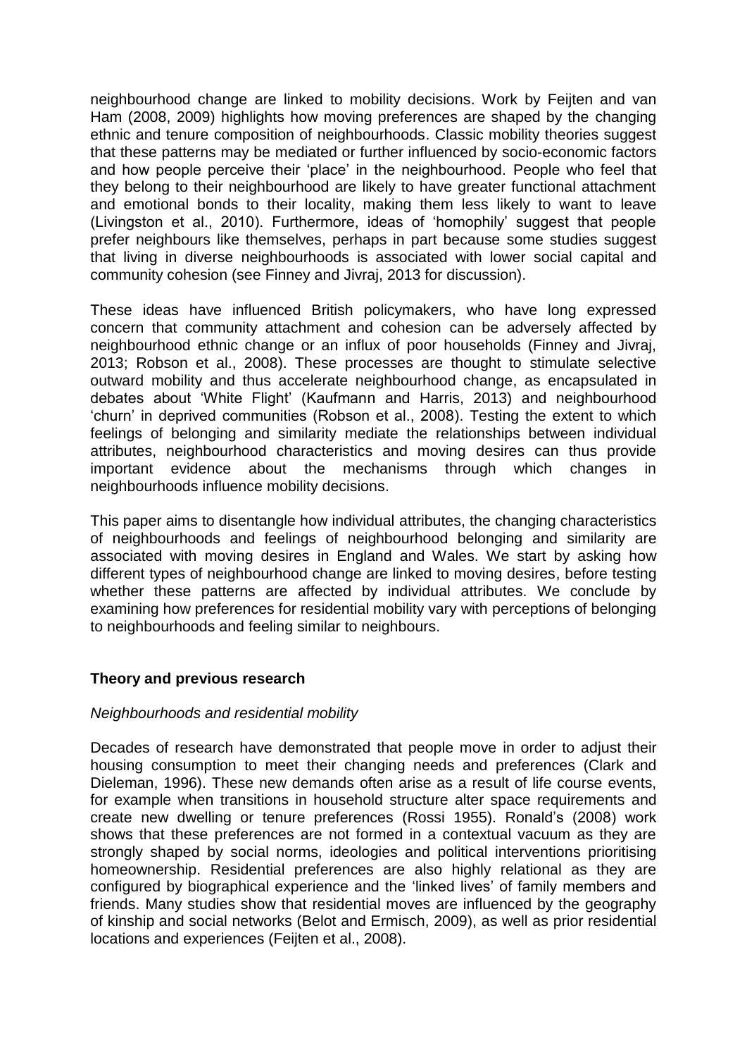neighbourhood change are linked to mobility decisions. Work by Feijten and van Ham (2008, 2009) highlights how moving preferences are shaped by the changing ethnic and tenure composition of neighbourhoods. Classic mobility theories suggest that these patterns may be mediated or further influenced by socio-economic factors and how people perceive their 'place' in the neighbourhood. People who feel that they belong to their neighbourhood are likely to have greater functional attachment and emotional bonds to their locality, making them less likely to want to leave (Livingston et al., 2010). Furthermore, ideas of 'homophily' suggest that people prefer neighbours like themselves, perhaps in part because some studies suggest that living in diverse neighbourhoods is associated with lower social capital and community cohesion (see Finney and Jivraj, 2013 for discussion).

These ideas have influenced British policymakers, who have long expressed concern that community attachment and cohesion can be adversely affected by neighbourhood ethnic change or an influx of poor households (Finney and Jivraj, 2013; Robson et al., 2008). These processes are thought to stimulate selective outward mobility and thus accelerate neighbourhood change, as encapsulated in debates about 'White Flight' (Kaufmann and Harris, 2013) and neighbourhood 'churn' in deprived communities (Robson et al., 2008). Testing the extent to which feelings of belonging and similarity mediate the relationships between individual attributes, neighbourhood characteristics and moving desires can thus provide important evidence about the mechanisms through which changes in neighbourhoods influence mobility decisions.

This paper aims to disentangle how individual attributes, the changing characteristics of neighbourhoods and feelings of neighbourhood belonging and similarity are associated with moving desires in England and Wales. We start by asking how different types of neighbourhood change are linked to moving desires, before testing whether these patterns are affected by individual attributes. We conclude by examining how preferences for residential mobility vary with perceptions of belonging to neighbourhoods and feeling similar to neighbours.

## Theory and previous research

### *Neighbourhoods and residential mobility*

Decades of research have demonstrated that people move in order to adjust their housing consumption to meet their changing needs and preferences (Clark and Dieleman, 1996). These new demands often arise as a result of life course events, for example when transitions in household structure alter space requirements and create new dwelling or tenure preferences (Rossi 1955). Ronald's (2008) work shows that these preferences are not formed in a contextual vacuum as they are strongly shaped by social norms, ideologies and political interventions prioritising homeownership. Residential preferences are also highly relational as they are configured by biographical experience and the 'linked lives' of family members and friends. Many studies show that residential moves are influenced by the geography of kinship and social networks (Belot and Ermisch, 2009), as well as prior residential locations and experiences (Feijten et al., 2008).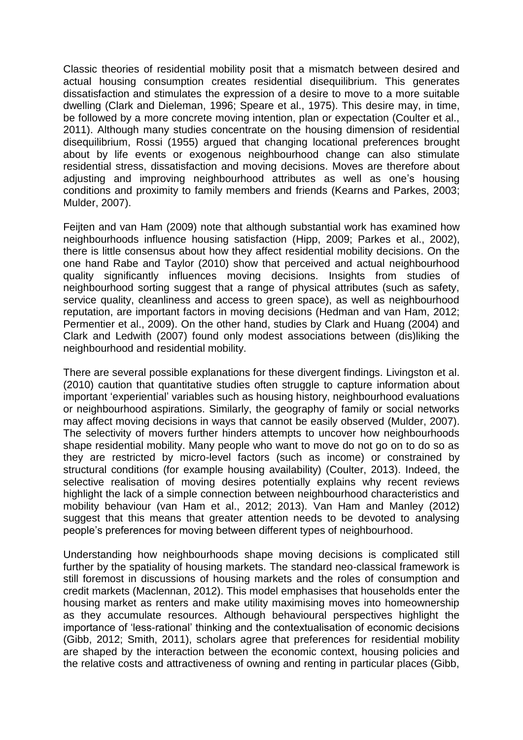Classic theories of residential mobility posit that a mismatch between desired and actual housing consumption creates residential disequilibrium. This generates dissatisfaction and stimulates the expression of a desire to move to a more suitable dwelling (Clark and Dieleman, 1996; Speare et al., 1975). This desire may, in time, be followed by a more concrete moving intention, plan or expectation (Coulter et al., 2011). Although many studies concentrate on the housing dimension of residential disequilibrium, Rossi (1955) argued that changing locational preferences brought about by life events or exogenous neighbourhood change can also stimulate residential stress, dissatisfaction and moving decisions. Moves are therefore about adjusting and improving neighbourhood attributes as well as one's housing conditions and proximity to family members and friends (Kearns and Parkes, 2003; Mulder, 2007).

Feijten and van Ham (2009) note that although substantial work has examined how neighbourhoods influence housing satisfaction (Hipp, 2009; Parkes et al., 2002), there is little consensus about how they affect residential mobility decisions. On the one hand Rabe and Taylor (2010) show that perceived and actual neighbourhood quality significantly influences moving decisions. Insights from studies of neighbourhood sorting suggest that a range of physical attributes (such as safety, service quality, cleanliness and access to green space), as well as neighbourhood reputation, are important factors in moving decisions (Hedman and van Ham, 2012; Permentier et al., 2009). On the other hand, studies by Clark and Huang (2004) and Clark and Ledwith (2007) found only modest associations between (dis)liking the neighbourhood and residential mobility.

There are several possible explanations for these divergent findings. Livingston et al. (2010) caution that quantitative studies often struggle to capture information about important 'experiential' variables such as housing history, neighbourhood evaluations or neighbourhood aspirations. Similarly, the geography of family or social networks may affect moving decisions in ways that cannot be easily observed (Mulder, 2007). The selectivity of movers further hinders attempts to uncover how neighbourhoods shape residential mobility. Many people who want to move do not go on to do so as they are restricted by micro-level factors (such as income) or constrained by structural conditions (for example housing availability) (Coulter, 2013). Indeed, the selective realisation of moving desires potentially explains why recent reviews highlight the lack of a simple connection between neighbourhood characteristics and mobility behaviour (van Ham et al., 2012; 2013). Van Ham and Manley (2012) suggest that this means that greater attention needs to be devoted to analysing people's preferences for moving between different types of neighbourhood.

Understanding how neighbourhoods shape moving decisions is complicated still further by the spatiality of housing markets. The standard neo-classical framework is still foremost in discussions of housing markets and the roles of consumption and credit markets (Maclennan, 2012). This model emphasises that households enter the housing market as renters and make utility maximising moves into homeownership as they accumulate resources. Although behavioural perspectives highlight the importance of 'less-rational' thinking and the contextualisation of economic decisions (Gibb, 2012; Smith, 2011), scholars agree that preferences for residential mobility are shaped by the interaction between the economic context, housing policies and the relative costs and attractiveness of owning and renting in particular places (Gibb,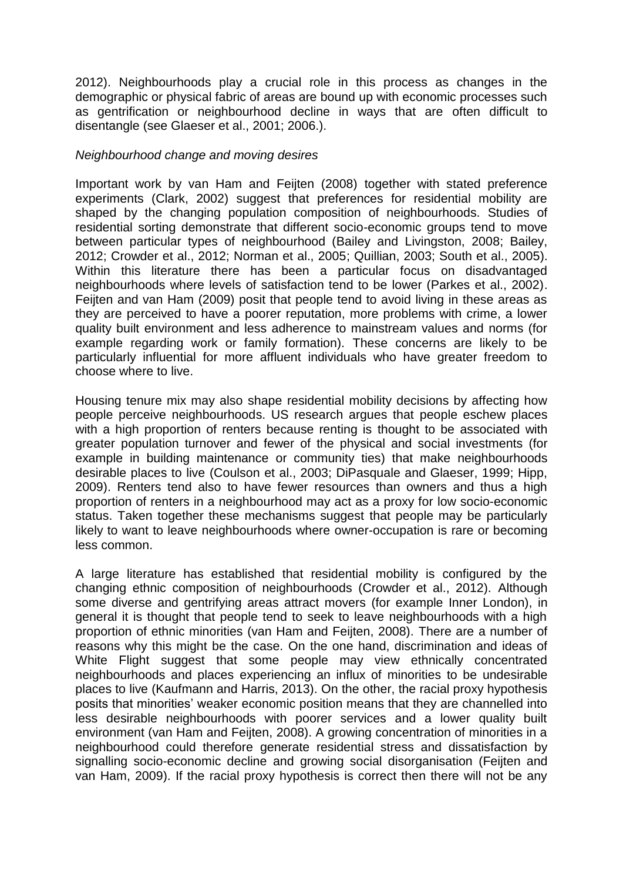2012). Neighbourhoods play a crucial role in this process as changes in the demographic or physical fabric of areas are bound up with economic processes such as gentrification or neighbourhood decline in ways that are often difficult to disentangle (see Glaeser et al., 2001; 2006.).

*Neighbourhood change and moving desires*

Important work by van Ham and Feijten (2008) together with stated preference experiments (Clark, 2002) suggest that preferences for residential mobility are shaped by the changing population composition of neighbourhoods. Studies of residential sorting demonstrate that different socio-economic groups tend to move between particular types of neighbourhood (Bailey and Livingston, 2008; Bailey, 2012; Crowder et al., 2012; Norman et al., 2005; Quillian, 2003; South et al., 2005). Within this literature there has been a particular focus on disadvantaged neighbourhoods where levels of satisfaction tend to be lower (Parkes et al., 2002). Feijten and van Ham (2009) posit that people tend to avoid living in these areas as they are perceived to have a poorer reputation, more problems with crime, a lower quality built environment and less adherence to mainstream values and norms (for example regarding work or family formation). These concerns are likely to be particularly influential for more affluent individuals who have greater freedom to choose where to live.

Housing tenure mix may also shape residential mobility decisions by affecting how people perceive neighbourhoods. US research argues that people eschew places with a high proportion of renters because renting is thought to be associated with greater population turnover and fewer of the physical and social investments (for example in building maintenance or community ties) that make neighbourhoods desirable places to live (Coulson et al., 2003; DiPasquale and Glaeser, 1999; Hipp, 2009). Renters tend also to have fewer resources than owners and thus a high proportion of renters in a neighbourhood may act as a proxy for low socio-economic status. Taken together these mechanisms suggest that people may be particularly likely to want to leave neighbourhoods where owner-occupation is rare or becoming less common.

A large literature has established that residential mobility is configured by the changing ethnic composition of neighbourhoods (Crowder et al., 2012). Although some diverse and gentrifying areas attract movers (for example Inner London), in general it is thought that people tend to seek to leave neighbourhoods with a high proportion of ethnic minorities (van Ham and Feijten, 2008). There are a number of reasons why this might be the case. On the one hand, discrimination and ideas of White Flight suggest that some people may view ethnically concentrated neighbourhoods and places experiencing an influx of minorities to be undesirable places to live (Kaufmann and Harris, 2013). On the other, the racial proxy hypothesis posits that minorities' weaker economic position means that they are channelled into less desirable neighbourhoods with poorer services and a lower quality built environment (van Ham and Feijten, 2008). A growing concentration of minorities in a neighbourhood could therefore generate residential stress and dissatisfaction by signalling socio-economic decline and growing social disorganisation (Feijten and van Ham, 2009). If the racial proxy hypothesis is correct then there will not be any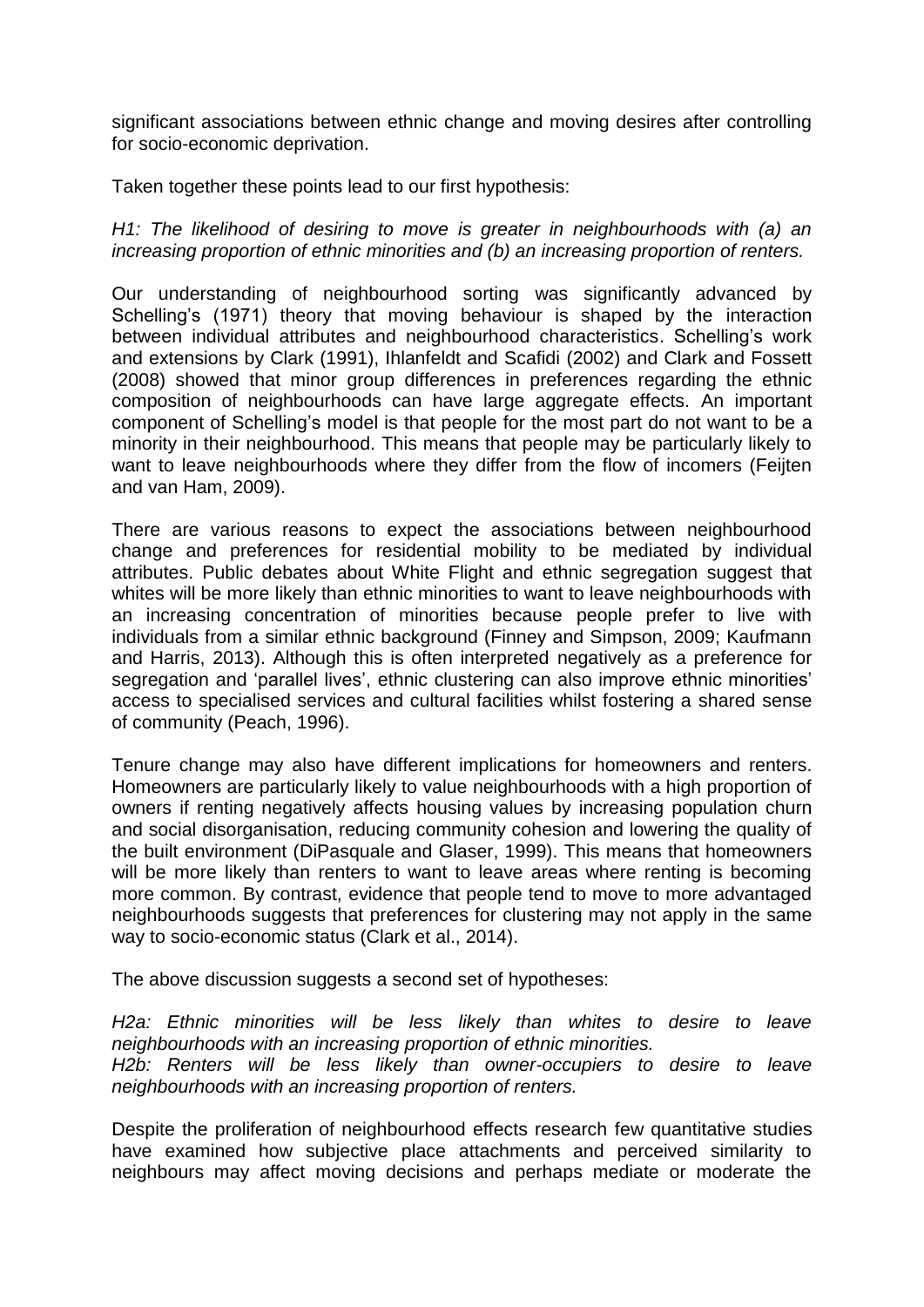significant associations between ethnic change and moving desires after controlling for socio-economic deprivation.

Taken together these points lead to our first hypothesis:

*H1: The likelihood of desiring to move is greater in neighbourhoods with (a) an increasing proportion of ethnic minorities and (b) an increasing proportion of renters.*

Our understanding of neighbourhood sorting was significantly advanced by Schelling's (1971) theory that moving behaviour is shaped by the interaction between individual attributes and neighbourhood characteristics. Schelling's work and extensions by Clark (1991), Ihlanfeldt and Scafidi (2002) and Clark and Fossett (2008) showed that minor group differences in preferences regarding the ethnic composition of neighbourhoods can have large aggregate effects. An important component of Schelling's model is that people for the most part do not want to be a minority in their neighbourhood. This means that people may be particularly likely to want to leave neighbourhoods where they differ from the flow of incomers (Feijten and van Ham, 2009).

There are various reasons to expect the associations between neighbourhood change and preferences for residential mobility to be mediated by individual attributes. Public debates about White Flight and ethnic segregation suggest that whites will be more likely than ethnic minorities to want to leave neighbourhoods with an increasing concentration of minorities because people prefer to live with individuals from a similar ethnic background (Finney and Simpson, 2009; Kaufmann and Harris, 2013). Although this is often interpreted negatively as a preference for segregation and 'parallel lives', ethnic clustering can also improve ethnic minorities' access to specialised services and cultural facilities whilst fostering a shared sense of community (Peach, 1996).

Tenure change may also have different implications for homeowners and renters. Homeowners are particularly likely to value neighbourhoods with a high proportion of owners if renting negatively affects housing values by increasing population churn and social disorganisation, reducing community cohesion and lowering the quality of the built environment (DiPasquale and Glaser, 1999). This means that homeowners will be more likely than renters to want to leave areas where renting is becoming more common. By contrast, evidence that people tend to move to more advantaged neighbourhoods suggests that preferences for clustering may not apply in the same way to socio-economic status (Clark et al., 2014).

The above discussion suggests a second set of hypotheses:

*H2a: Ethnic minorities will be less likely than whites to desire to leave neighbourhoods with an increasing proportion of ethnic minorities.*
*H2b: Renters will be less likely than owner-occupiers to desire to leave neighbourhoods with an increasing proportion of renters.*

Despite the proliferation of neighbourhood effects research few quantitative studies have examined how subjective place attachments and perceived similarity to neighbours may affect moving decisions and perhaps mediate or moderate the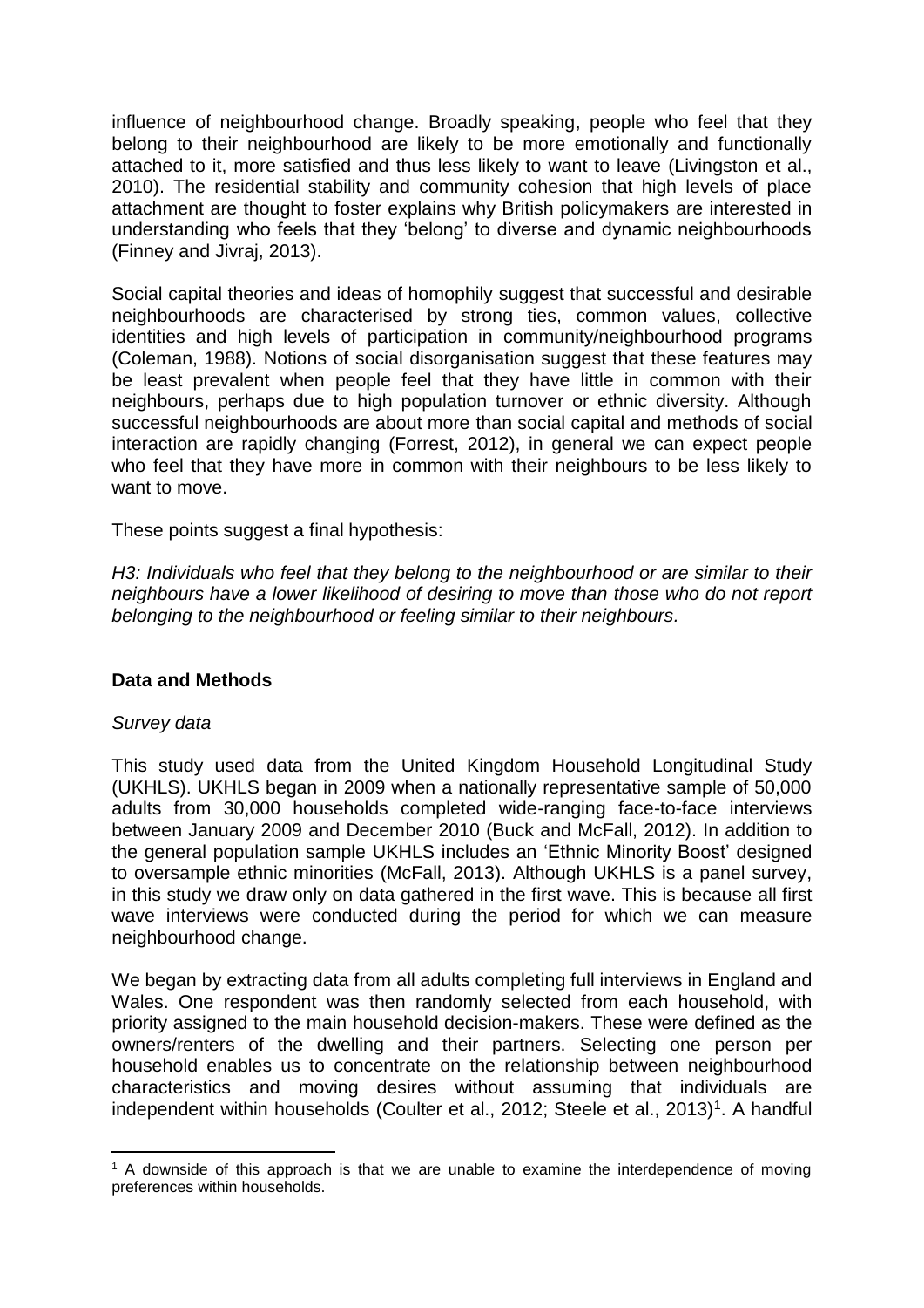influence of neighbourhood change. Broadly speaking, people who feel that they belong to their neighbourhood are likely to be more emotionally and functionally attached to it, more satisfied and thus less likely to want to leave (Livingston et al., 2010). The residential stability and community cohesion that high levels of place attachment are thought to foster explains why British policymakers are interested in understanding who feels that they 'belong' to diverse and dynamic neighbourhoods (Finney and Jivraj, 2013).

Social capital theories and ideas of homophily suggest that successful and desirable neighbourhoods are characterised by strong ties, common values, collective identities and high levels of participation in community/neighbourhood programs (Coleman, 1988). Notions of social disorganisation suggest that these features may be least prevalent when people feel that they have little in common with their neighbours, perhaps due to high population turnover or ethnic diversity. Although successful neighbourhoods are about more than social capital and methods of social interaction are rapidly changing (Forrest, 2012), in general we can expect people who feel that they have more in common with their neighbours to be less likely to want to move.

These points suggest a final hypothesis:

*H3: Individuals who feel that they belong to the neighbourhood or are similar to their neighbours have a lower likelihood of desiring to move than those who do not report belonging to the neighbourhood or feeling similar to their neighbours.*

## Data and Methods

### *Survey data*

This study used data from the United Kingdom Household Longitudinal Study (UKHLS). UKHLS began in 2009 when a nationally representative sample of 50,000 adults from 30,000 households completed wide-ranging face-to-face interviews between January 2009 and December 2010 (Buck and McFall, 2012). In addition to the general population sample UKHLS includes an 'Ethnic Minority Boost' designed to oversample ethnic minorities (McFall, 2013). Although UKHLS is a panel survey, in this study we draw only on data gathered in the first wave. This is because all first wave interviews were conducted during the period for which we can measure neighbourhood change.

We began by extracting data from all adults completing full interviews in England and Wales. One respondent was then randomly selected from each household, with priority assigned to the main household decision-makers. These were defined as the owners/renters of the dwelling and their partners. Selecting one person per household enables us to concentrate on the relationship between neighbourhood characteristics and moving desires without assuming that individuals are independent within households (Coulter et al., 2012; Steele et al., 2013)[1]. A handful

[1] A downside of this approach is that we are unable to examine the interdependence of moving preferences within households.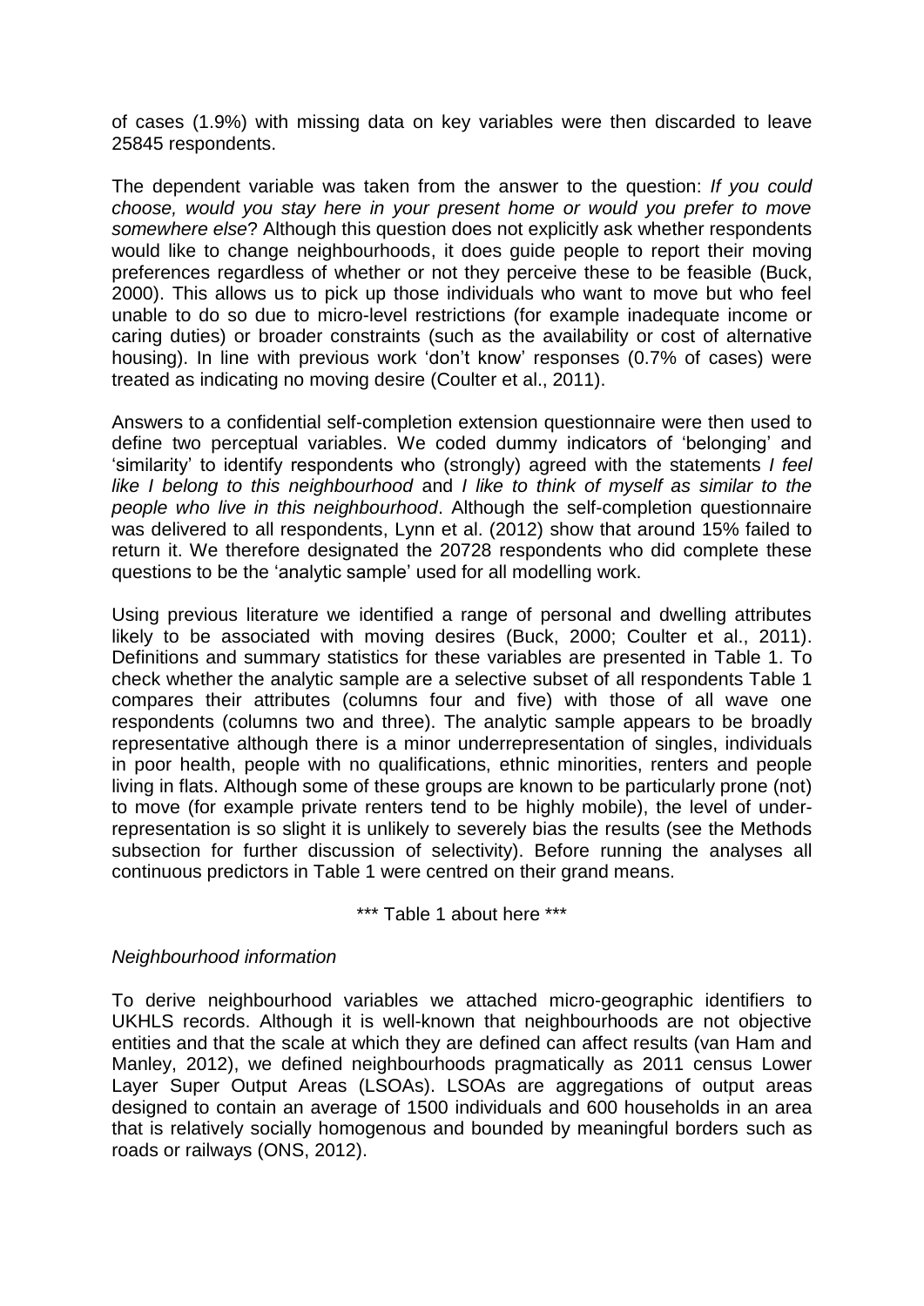of cases (1.9%) with missing data on key variables were then discarded to leave 25845 respondents.

The dependent variable was taken from the answer to the question: *If you could choose, would you stay here in your present home or would you prefer to move somewhere else*? Although this question does not explicitly ask whether respondents would like to change neighbourhoods, it does guide people to report their moving preferences regardless of whether or not they perceive these to be feasible (Buck, 2000). This allows us to pick up those individuals who want to move but who feel unable to do so due to micro-level restrictions (for example inadequate income or caring duties) or broader constraints (such as the availability or cost of alternative housing). In line with previous work 'don't know' responses (0.7% of cases) were treated as indicating no moving desire (Coulter et al., 2011).

Answers to a confidential self-completion extension questionnaire were then used to define two perceptual variables. We coded dummy indicators of 'belonging' and 'similarity' to identify respondents who (strongly) agreed with the statements *I feel like I belong to this neighbourhood* and *I like to think of myself as similar to the people who live in this neighbourhood*. Although the self-completion questionnaire was delivered to all respondents, Lynn et al. (2012) show that around 15% failed to return it. We therefore designated the 20728 respondents who did complete these questions to be the 'analytic sample' used for all modelling work.

Using previous literature we identified a range of personal and dwelling attributes likely to be associated with moving desires (Buck, 2000; Coulter et al., 2011). Definitions and summary statistics for these variables are presented in Table 1. To check whether the analytic sample are a selective subset of all respondents Table 1 compares their attributes (columns four and five) with those of all wave one respondents (columns two and three). The analytic sample appears to be broadly representative although there is a minor underrepresentation of singles, individuals in poor health, people with no qualifications, ethnic minorities, renters and people living in flats. Although some of these groups are known to be particularly prone (not) to move (for example private renters tend to be highly mobile), the level of under-representation is so slight it is unlikely to severely bias the results (see the Methods subsection for further discussion of selectivity). Before running the analyses all continuous predictors in Table 1 were centred on their grand means.

\*\*\* Table 1 about here \*\*\*

*Neighbourhood information*

To derive neighbourhood variables we attached micro-geographic identifiers to UKHLS records. Although it is well-known that neighbourhoods are not objective entities and that the scale at which they are defined can affect results (van Ham and Manley, 2012), we defined neighbourhoods pragmatically as 2011 census Lower Layer Super Output Areas (LSOAs). LSOAs are aggregations of output areas designed to contain an average of 1500 individuals and 600 households in an area that is relatively socially homogenous and bounded by meaningful borders such as roads or railways (ONS, 2012).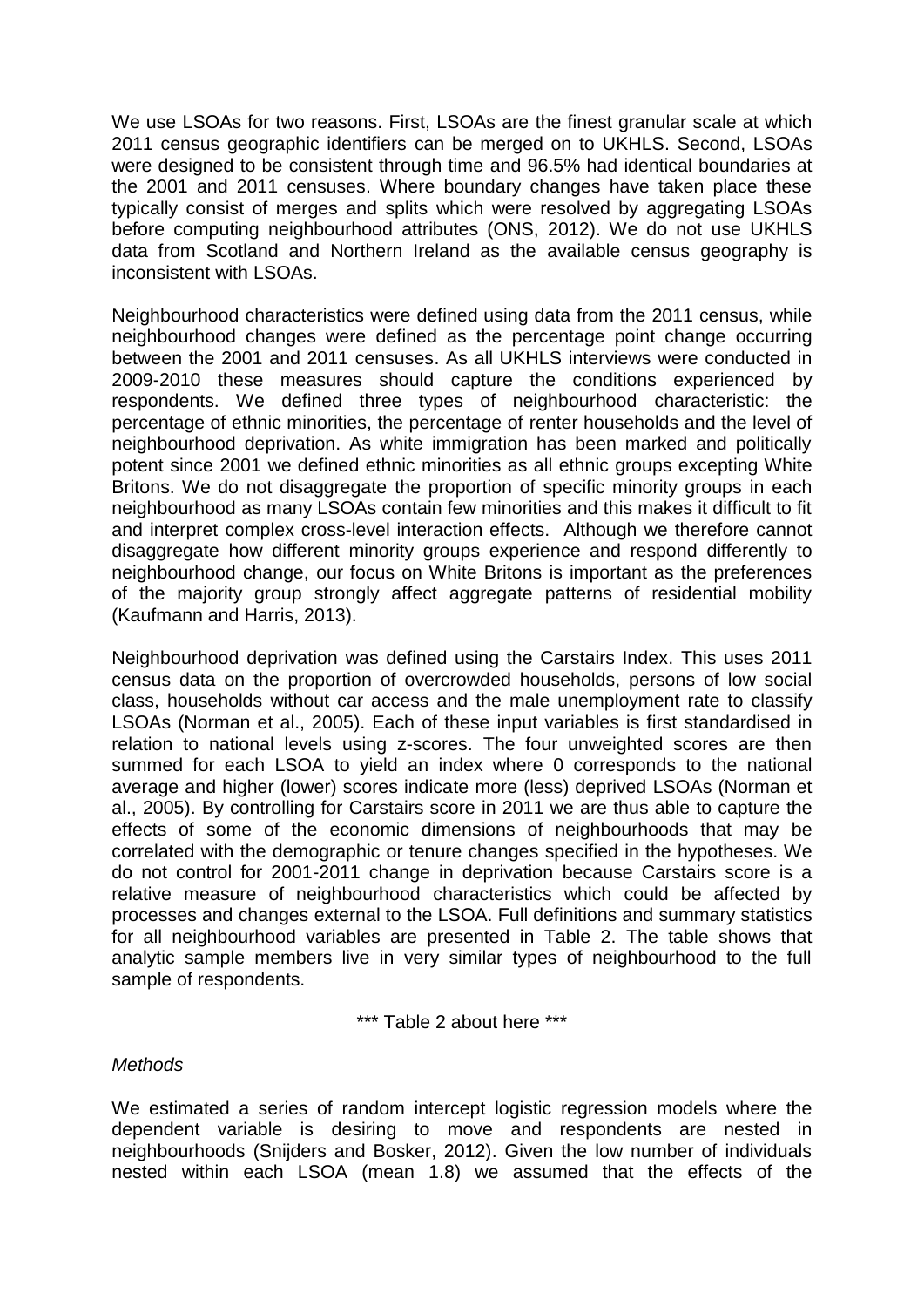We use LSOAs for two reasons. First, LSOAs are the finest granular scale at which 2011 census geographic identifiers can be merged on to UKHLS. Second, LSOAs were designed to be consistent through time and 96.5% had identical boundaries at the 2001 and 2011 censuses. Where boundary changes have taken place these typically consist of merges and splits which were resolved by aggregating LSOAs before computing neighbourhood attributes (ONS, 2012). We do not use UKHLS data from Scotland and Northern Ireland as the available census geography is inconsistent with LSOAs.

Neighbourhood characteristics were defined using data from the 2011 census, while neighbourhood changes were defined as the percentage point change occurring between the 2001 and 2011 censuses. As all UKHLS interviews were conducted in 2009-2010 these measures should capture the conditions experienced by respondents. We defined three types of neighbourhood characteristic: the percentage of ethnic minorities, the percentage of renter households and the level of neighbourhood deprivation. As white immigration has been marked and politically potent since 2001 we defined ethnic minorities as all ethnic groups excepting White Britons. We do not disaggregate the proportion of specific minority groups in each neighbourhood as many LSOAs contain few minorities and this makes it difficult to fit and interpret complex cross-level interaction effects. Although we therefore cannot disaggregate how different minority groups experience and respond differently to neighbourhood change, our focus on White Britons is important as the preferences of the majority group strongly affect aggregate patterns of residential mobility (Kaufmann and Harris, 2013).

Neighbourhood deprivation was defined using the Carstairs Index. This uses 2011 census data on the proportion of overcrowded households, persons of low social class, households without car access and the male unemployment rate to classify LSOAs (Norman et al., 2005). Each of these input variables is first standardised in relation to national levels using z-scores. The four unweighted scores are then summed for each LSOA to yield an index where 0 corresponds to the national average and higher (lower) scores indicate more (less) deprived LSOAs (Norman et al., 2005). By controlling for Carstairs score in 2011 we are thus able to capture the effects of some of the economic dimensions of neighbourhoods that may be correlated with the demographic or tenure changes specified in the hypotheses. We do not control for 2001-2011 change in deprivation because Carstairs score is a relative measure of neighbourhood characteristics which could be affected by processes and changes external to the LSOA. Full definitions and summary statistics for all neighbourhood variables are presented in Table 2. The table shows that analytic sample members live in very similar types of neighbourhood to the full sample of respondents.

*** Table 2 about here ***

*Methods*

We estimated a series of random intercept logistic regression models where the dependent variable is desiring to move and respondents are nested in neighbourhoods (Snijders and Bosker, 2012). Given the low number of individuals nested within each LSOA (mean 1.8) we assumed that the effects of the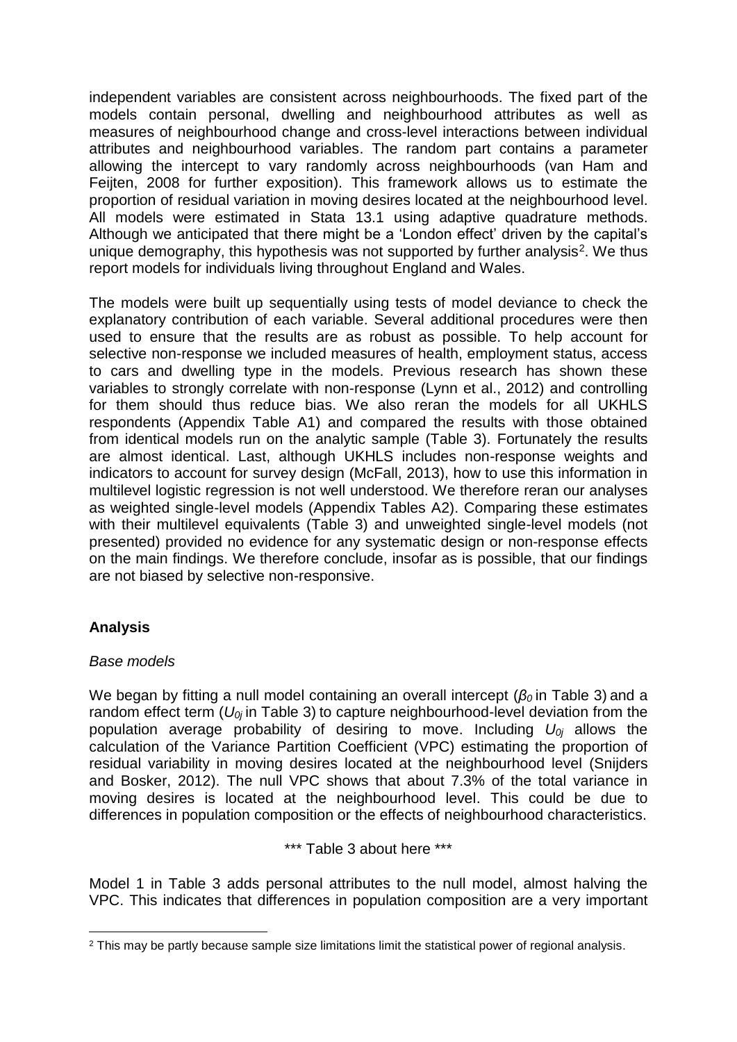independent variables are consistent across neighbourhoods. The fixed part of the models contain personal, dwelling and neighbourhood attributes as well as measures of neighbourhood change and cross-level interactions between individual attributes and neighbourhood variables. The random part contains a parameter allowing the intercept to vary randomly across neighbourhoods (van Ham and Feijten, 2008 for further exposition). This framework allows us to estimate the proportion of residual variation in moving desires located at the neighbourhood level. All models were estimated in Stata 13.1 using adaptive quadrature methods. Although we anticipated that there might be a 'London effect' driven by the capital's unique demography, this hypothesis was not supported by further analysis[2]. We thus report models for individuals living throughout England and Wales.

The models were built up sequentially using tests of model deviance to check the explanatory contribution of each variable. Several additional procedures were then used to ensure that the results are as robust as possible. To help account for selective non-response we included measures of health, employment status, access to cars and dwelling type in the models. Previous research has shown these variables to strongly correlate with non-response (Lynn et al., 2012) and controlling for them should thus reduce bias. We also reran the models for all UKHLS respondents (Appendix Table A1) and compared the results with those obtained from identical models run on the analytic sample (Table 3). Fortunately the results are almost identical. Last, although UKHLS includes non-response weights and indicators to account for survey design (McFall, 2013), how to use this information in multilevel logistic regression is not well understood. We therefore reran our analyses as weighted single-level models (Appendix Tables A2). Comparing these estimates with their multilevel equivalents (Table 3) and unweighted single-level models (not presented) provided no evidence for any systematic design or non-response effects on the main findings. We therefore conclude, insofar as is possible, that our findings are not biased by selective non-responsive.

## Analysis

*Base models*

We began by fitting a null model containing an overall intercept ($\beta_0$ in Table 3) and a random effect term ($U_{0j}$ in Table 3) to capture neighbourhood-level deviation from the population average probability of desiring to move. Including $U_{0j}$ allows the calculation of the Variance Partition Coefficient (VPC) estimating the proportion of residual variability in moving desires located at the neighbourhood level (Snijders and Bosker, 2012). The null VPC shows that about 7.3% of the total variance in moving desires is located at the neighbourhood level. This could be due to differences in population composition or the effects of neighbourhood characteristics.

\*\*\* Table 3 about here \*\*\*

Model 1 in Table 3 adds personal attributes to the null model, almost halving the VPC. This indicates that differences in population composition are a very important

[2] This may be partly because sample size limitations limit the statistical power of regional analysis.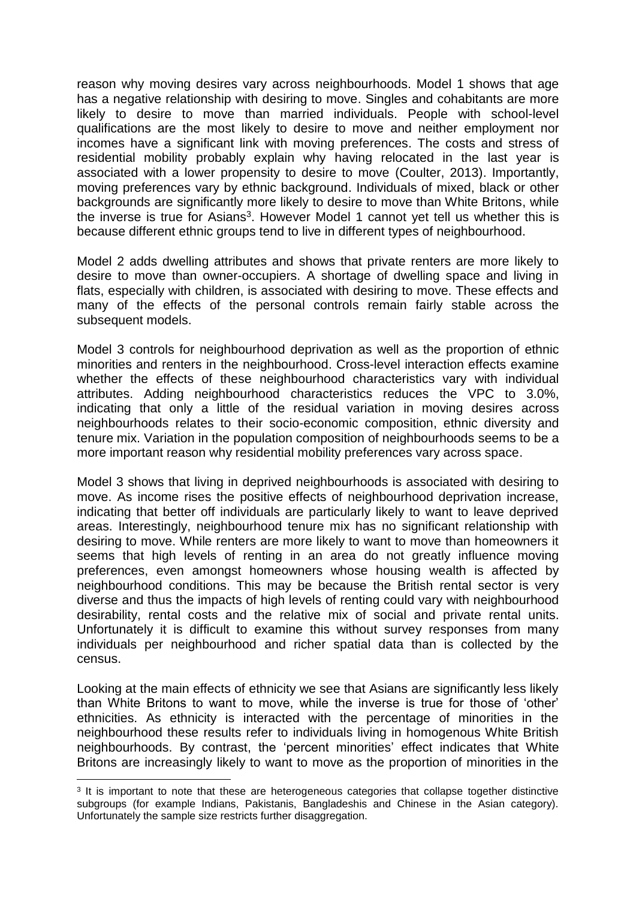reason why moving desires vary across neighbourhoods. Model 1 shows that age has a negative relationship with desiring to move. Singles and cohabitants are more likely to desire to move than married individuals. People with school-level qualifications are the most likely to desire to move and neither employment nor incomes have a significant link with moving preferences. The costs and stress of residential mobility probably explain why having relocated in the last year is associated with a lower propensity to desire to move (Coulter, 2013). Importantly, moving preferences vary by ethnic background. Individuals of mixed, black or other backgrounds are significantly more likely to desire to move than White Britons, while the inverse is true for Asians[3]. However Model 1 cannot yet tell us whether this is because different ethnic groups tend to live in different types of neighbourhood.

Model 2 adds dwelling attributes and shows that private renters are more likely to desire to move than owner-occupiers. A shortage of dwelling space and living in flats, especially with children, is associated with desiring to move. These effects and many of the effects of the personal controls remain fairly stable across the subsequent models.

Model 3 controls for neighbourhood deprivation as well as the proportion of ethnic minorities and renters in the neighbourhood. Cross-level interaction effects examine whether the effects of these neighbourhood characteristics vary with individual attributes. Adding neighbourhood characteristics reduces the VPC to 3.0%, indicating that only a little of the residual variation in moving desires across neighbourhoods relates to their socio-economic composition, ethnic diversity and tenure mix. Variation in the population composition of neighbourhoods seems to be a more important reason why residential mobility preferences vary across space.

Model 3 shows that living in deprived neighbourhoods is associated with desiring to move. As income rises the positive effects of neighbourhood deprivation increase, indicating that better off individuals are particularly likely to want to leave deprived areas. Interestingly, neighbourhood tenure mix has no significant relationship with desiring to move. While renters are more likely to want to move than homeowners it seems that high levels of renting in an area do not greatly influence moving preferences, even amongst homeowners whose housing wealth is affected by neighbourhood conditions. This may be because the British rental sector is very diverse and thus the impacts of high levels of renting could vary with neighbourhood desirability, rental costs and the relative mix of social and private rental units. Unfortunately it is difficult to examine this without survey responses from many individuals per neighbourhood and richer spatial data than is collected by the census.

Looking at the main effects of ethnicity we see that Asians are significantly less likely than White Britons to want to move, while the inverse is true for those of 'other' ethnicities. As ethnicity is interacted with the percentage of minorities in the neighbourhood these results refer to individuals living in homogenous White British neighbourhoods. By contrast, the 'percent minorities' effect indicates that White Britons are increasingly likely to want to move as the proportion of minorities in the

[3] It is important to note that these are heterogeneous categories that collapse together distinctive subgroups (for example Indians, Pakistanis, Bangladeshis and Chinese in the Asian category). Unfortunately the sample size restricts further disaggregation.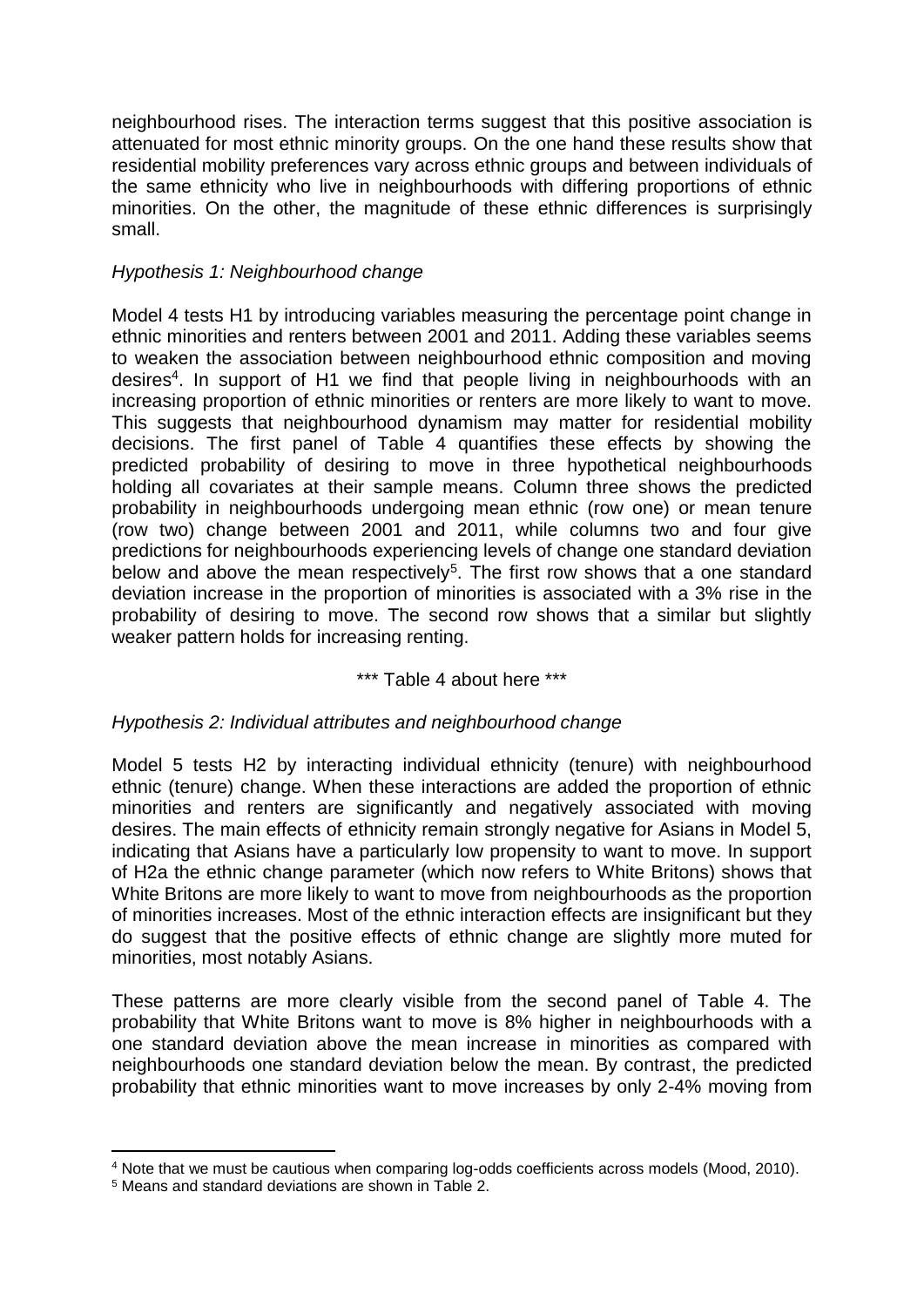neighbourhood rises. The interaction terms suggest that this positive association is attenuated for most ethnic minority groups. On the one hand these results show that residential mobility preferences vary across ethnic groups and between individuals of the same ethnicity who live in neighbourhoods with differing proportions of ethnic minorities. On the other, the magnitude of these ethnic differences is surprisingly small.

*Hypothesis 1: Neighbourhood change*

Model 4 tests H1 by introducing variables measuring the percentage point change in ethnic minorities and renters between 2001 and 2011. Adding these variables seems to weaken the association between neighbourhood ethnic composition and moving desires[4]. In support of H1 we find that people living in neighbourhoods with an increasing proportion of ethnic minorities or renters are more likely to want to move. This suggests that neighbourhood dynamism may matter for residential mobility decisions. The first panel of Table 4 quantifies these effects by showing the predicted probability of desiring to move in three hypothetical neighbourhoods holding all covariates at their sample means. Column three shows the predicted probability in neighbourhoods undergoing mean ethnic (row one) or mean tenure (row two) change between 2001 and 2011, while columns two and four give predictions for neighbourhoods experiencing levels of change one standard deviation below and above the mean respectively[5]. The first row shows that a one standard deviation increase in the proportion of minorities is associated with a 3% rise in the probability of desiring to move. The second row shows that a similar but slightly weaker pattern holds for increasing renting.

\*\*\* Table 4 about here \*\*\*

*Hypothesis 2: Individual attributes and neighbourhood change*

Model 5 tests H2 by interacting individual ethnicity (tenure) with neighbourhood ethnic (tenure) change. When these interactions are added the proportion of ethnic minorities and renters are significantly and negatively associated with moving desires. The main effects of ethnicity remain strongly negative for Asians in Model 5, indicating that Asians have a particularly low propensity to want to move. In support of H2a the ethnic change parameter (which now refers to White Britons) shows that White Britons are more likely to want to move from neighbourhoods as the proportion of minorities increases. Most of the ethnic interaction effects are insignificant but they do suggest that the positive effects of ethnic change are slightly more muted for minorities, most notably Asians.

These patterns are more clearly visible from the second panel of Table 4. The probability that White Britons want to move is 8% higher in neighbourhoods with a one standard deviation above the mean increase in minorities as compared with neighbourhoods one standard deviation below the mean. By contrast, the predicted probability that ethnic minorities want to move increases by only 2-4% moving from

[4] Note that we must be cautious when comparing log-odds coefficients across models (Mood, 2010).

[5] Means and standard deviations are shown in Table 2.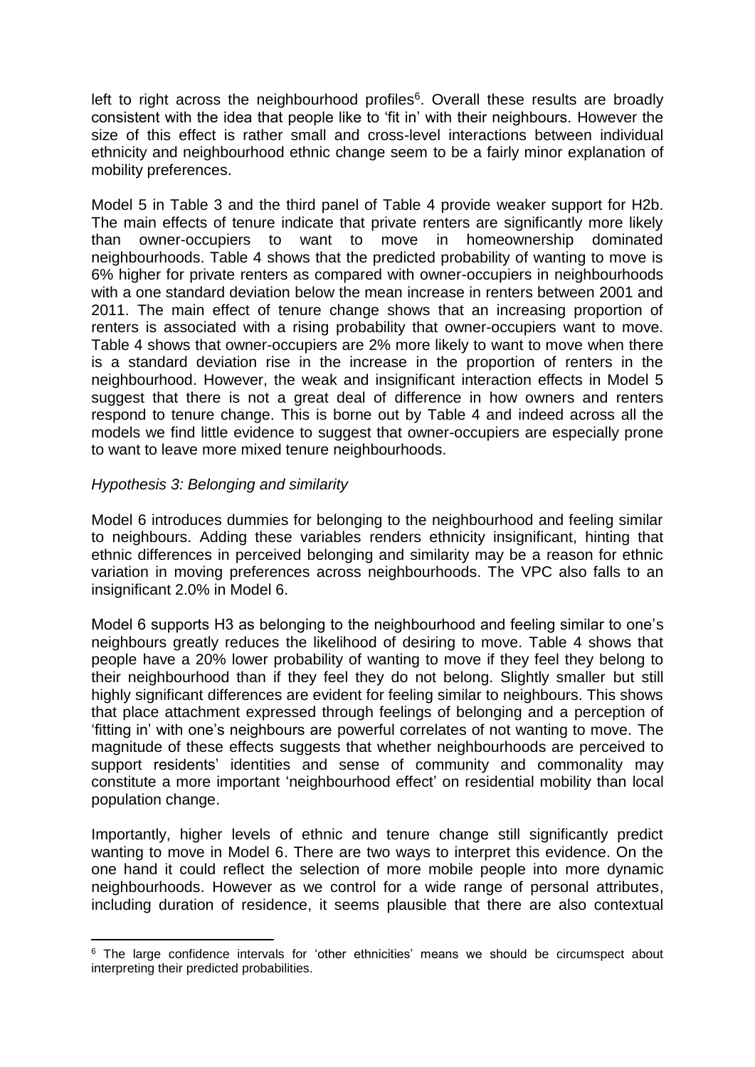left to right across the neighbourhood profiles[6]. Overall these results are broadly consistent with the idea that people like to 'fit in' with their neighbours. However the size of this effect is rather small and cross-level interactions between individual ethnicity and neighbourhood ethnic change seem to be a fairly minor explanation of mobility preferences.

Model 5 in Table 3 and the third panel of Table 4 provide weaker support for H2b. The main effects of tenure indicate that private renters are significantly more likely than owner-occupiers to want to move in homeownership dominated neighbourhoods. Table 4 shows that the predicted probability of wanting to move is 6% higher for private renters as compared with owner-occupiers in neighbourhoods with a one standard deviation below the mean increase in renters between 2001 and 2011. The main effect of tenure change shows that an increasing proportion of renters is associated with a rising probability that owner-occupiers want to move. Table 4 shows that owner-occupiers are 2% more likely to want to move when there is a standard deviation rise in the increase in the proportion of renters in the neighbourhood. However, the weak and insignificant interaction effects in Model 5 suggest that there is not a great deal of difference in how owners and renters respond to tenure change. This is borne out by Table 4 and indeed across all the models we find little evidence to suggest that owner-occupiers are especially prone to want to leave more mixed tenure neighbourhoods.

*Hypothesis 3: Belonging and similarity*

Model 6 introduces dummies for belonging to the neighbourhood and feeling similar to neighbours. Adding these variables renders ethnicity insignificant, hinting that ethnic differences in perceived belonging and similarity may be a reason for ethnic variation in moving preferences across neighbourhoods. The VPC also falls to an insignificant 2.0% in Model 6.

Model 6 supports H3 as belonging to the neighbourhood and feeling similar to one's neighbours greatly reduces the likelihood of desiring to move. Table 4 shows that people have a 20% lower probability of wanting to move if they feel they belong to their neighbourhood than if they feel they do not belong. Slightly smaller but still highly significant differences are evident for feeling similar to neighbours. This shows that place attachment expressed through feelings of belonging and a perception of 'fitting in' with one's neighbours are powerful correlates of not wanting to move. The magnitude of these effects suggests that whether neighbourhoods are perceived to support residents' identities and sense of community and commonality may constitute a more important 'neighbourhood effect' on residential mobility than local population change.

Importantly, higher levels of ethnic and tenure change still significantly predict wanting to move in Model 6. There are two ways to interpret this evidence. On the one hand it could reflect the selection of more mobile people into more dynamic neighbourhoods. However as we control for a wide range of personal attributes, including duration of residence, it seems plausible that there are also contextual

[6] The large confidence intervals for 'other ethnicities' means we should be circumspect about interpreting their predicted probabilities.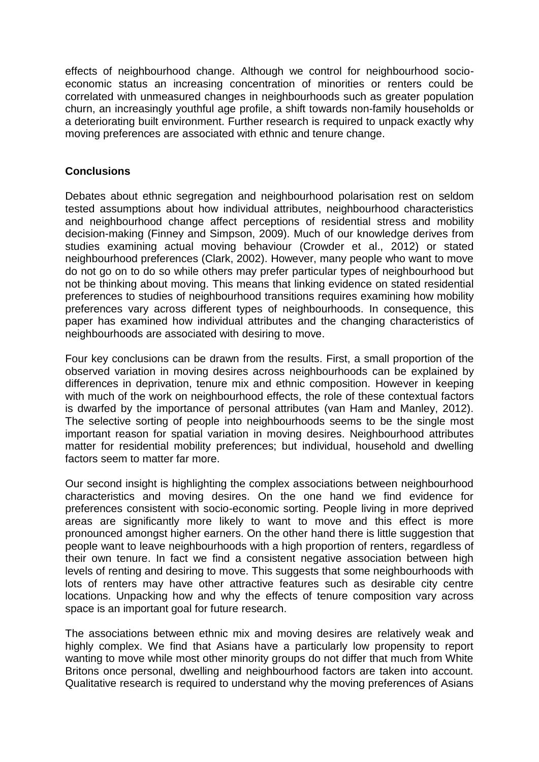effects of neighbourhood change. Although we control for neighbourhood socio-economic status an increasing concentration of minorities or renters could be correlated with unmeasured changes in neighbourhoods such as greater population churn, an increasingly youthful age profile, a shift towards non-family households or a deteriorating built environment. Further research is required to unpack exactly why moving preferences are associated with ethnic and tenure change.

## Conclusions

Debates about ethnic segregation and neighbourhood polarisation rest on seldom tested assumptions about how individual attributes, neighbourhood characteristics and neighbourhood change affect perceptions of residential stress and mobility decision-making (Finney and Simpson, 2009). Much of our knowledge derives from studies examining actual moving behaviour (Crowder et al., 2012) or stated neighbourhood preferences (Clark, 2002). However, many people who want to move do not go on to do so while others may prefer particular types of neighbourhood but not be thinking about moving. This means that linking evidence on stated residential preferences to studies of neighbourhood transitions requires examining how mobility preferences vary across different types of neighbourhoods. In consequence, this paper has examined how individual attributes and the changing characteristics of neighbourhoods are associated with desiring to move.

Four key conclusions can be drawn from the results. First, a small proportion of the observed variation in moving desires across neighbourhoods can be explained by differences in deprivation, tenure mix and ethnic composition. However in keeping with much of the work on neighbourhood effects, the role of these contextual factors is dwarfed by the importance of personal attributes (van Ham and Manley, 2012). The selective sorting of people into neighbourhoods seems to be the single most important reason for spatial variation in moving desires. Neighbourhood attributes matter for residential mobility preferences; but individual, household and dwelling factors seem to matter far more.

Our second insight is highlighting the complex associations between neighbourhood characteristics and moving desires. On the one hand we find evidence for preferences consistent with socio-economic sorting. People living in more deprived areas are significantly more likely to want to move and this effect is more pronounced amongst higher earners. On the other hand there is little suggestion that people want to leave neighbourhoods with a high proportion of renters, regardless of their own tenure. In fact we find a consistent negative association between high levels of renting and desiring to move. This suggests that some neighbourhoods with lots of renters may have other attractive features such as desirable city centre locations. Unpacking how and why the effects of tenure composition vary across space is an important goal for future research.

The associations between ethnic mix and moving desires are relatively weak and highly complex. We find that Asians have a particularly low propensity to report wanting to move while most other minority groups do not differ that much from White Britons once personal, dwelling and neighbourhood factors are taken into account. Qualitative research is required to understand why the moving preferences of Asians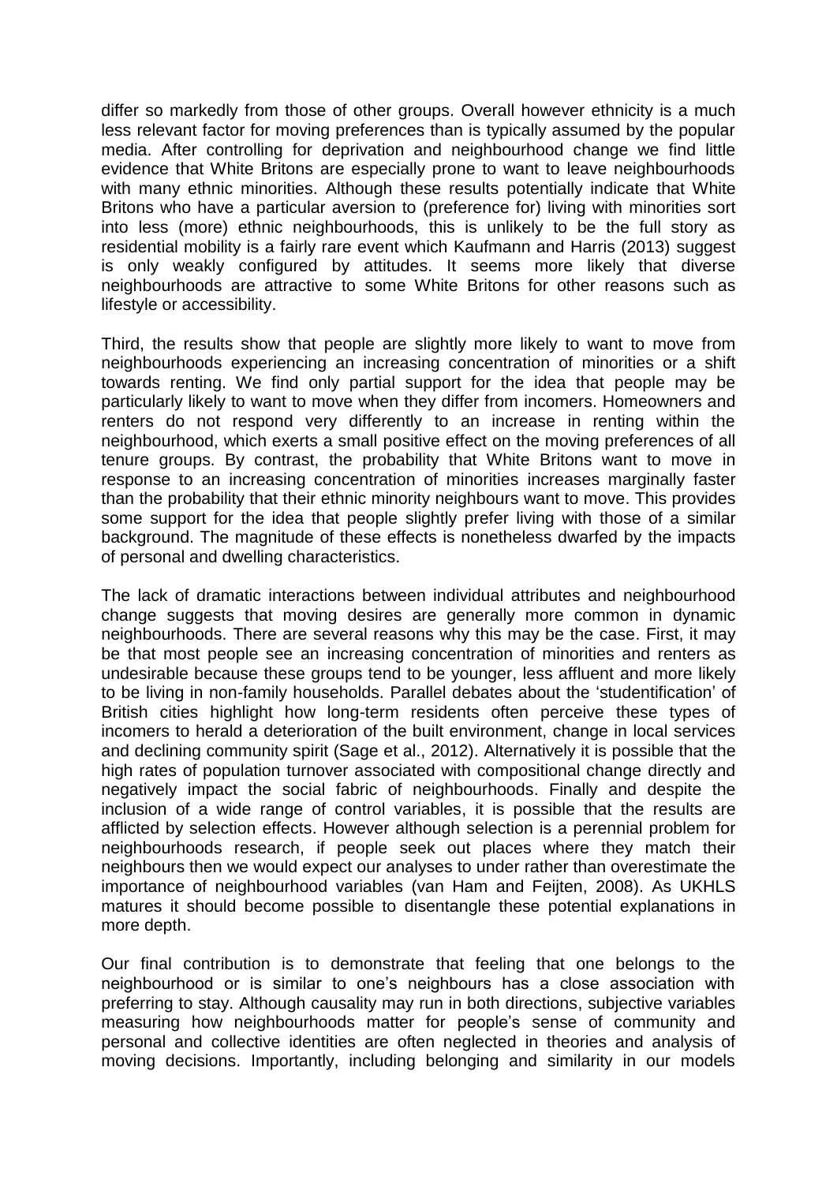differ so markedly from those of other groups. Overall however ethnicity is a much less relevant factor for moving preferences than is typically assumed by the popular media. After controlling for deprivation and neighbourhood change we find little evidence that White Britons are especially prone to want to leave neighbourhoods with many ethnic minorities. Although these results potentially indicate that White Britons who have a particular aversion to (preference for) living with minorities sort into less (more) ethnic neighbourhoods, this is unlikely to be the full story as residential mobility is a fairly rare event which Kaufmann and Harris (2013) suggest is only weakly configured by attitudes. It seems more likely that diverse neighbourhoods are attractive to some White Britons for other reasons such as lifestyle or accessibility.

Third, the results show that people are slightly more likely to want to move from neighbourhoods experiencing an increasing concentration of minorities or a shift towards renting. We find only partial support for the idea that people may be particularly likely to want to move when they differ from incomers. Homeowners and renters do not respond very differently to an increase in renting within the neighbourhood, which exerts a small positive effect on the moving preferences of all tenure groups. By contrast, the probability that White Britons want to move in response to an increasing concentration of minorities increases marginally faster than the probability that their ethnic minority neighbours want to move. This provides some support for the idea that people slightly prefer living with those of a similar background. The magnitude of these effects is nonetheless dwarfed by the impacts of personal and dwelling characteristics.

The lack of dramatic interactions between individual attributes and neighbourhood change suggests that moving desires are generally more common in dynamic neighbourhoods. There are several reasons why this may be the case. First, it may be that most people see an increasing concentration of minorities and renters as undesirable because these groups tend to be younger, less affluent and more likely to be living in non-family households. Parallel debates about the 'studentification' of British cities highlight how long-term residents often perceive these types of incomers to herald a deterioration of the built environment, change in local services and declining community spirit (Sage et al., 2012). Alternatively it is possible that the high rates of population turnover associated with compositional change directly and negatively impact the social fabric of neighbourhoods. Finally and despite the inclusion of a wide range of control variables, it is possible that the results are afflicted by selection effects. However although selection is a perennial problem for neighbourhoods research, if people seek out places where they match their neighbours then we would expect our analyses to under rather than overestimate the importance of neighbourhood variables (van Ham and Feijten, 2008). As UKHLS matures it should become possible to disentangle these potential explanations in more depth.

Our final contribution is to demonstrate that feeling that one belongs to the neighbourhood or is similar to one's neighbours has a close association with preferring to stay. Although causality may run in both directions, subjective variables measuring how neighbourhoods matter for people's sense of community and personal and collective identities are often neglected in theories and analysis of moving decisions. Importantly, including belonging and similarity in our models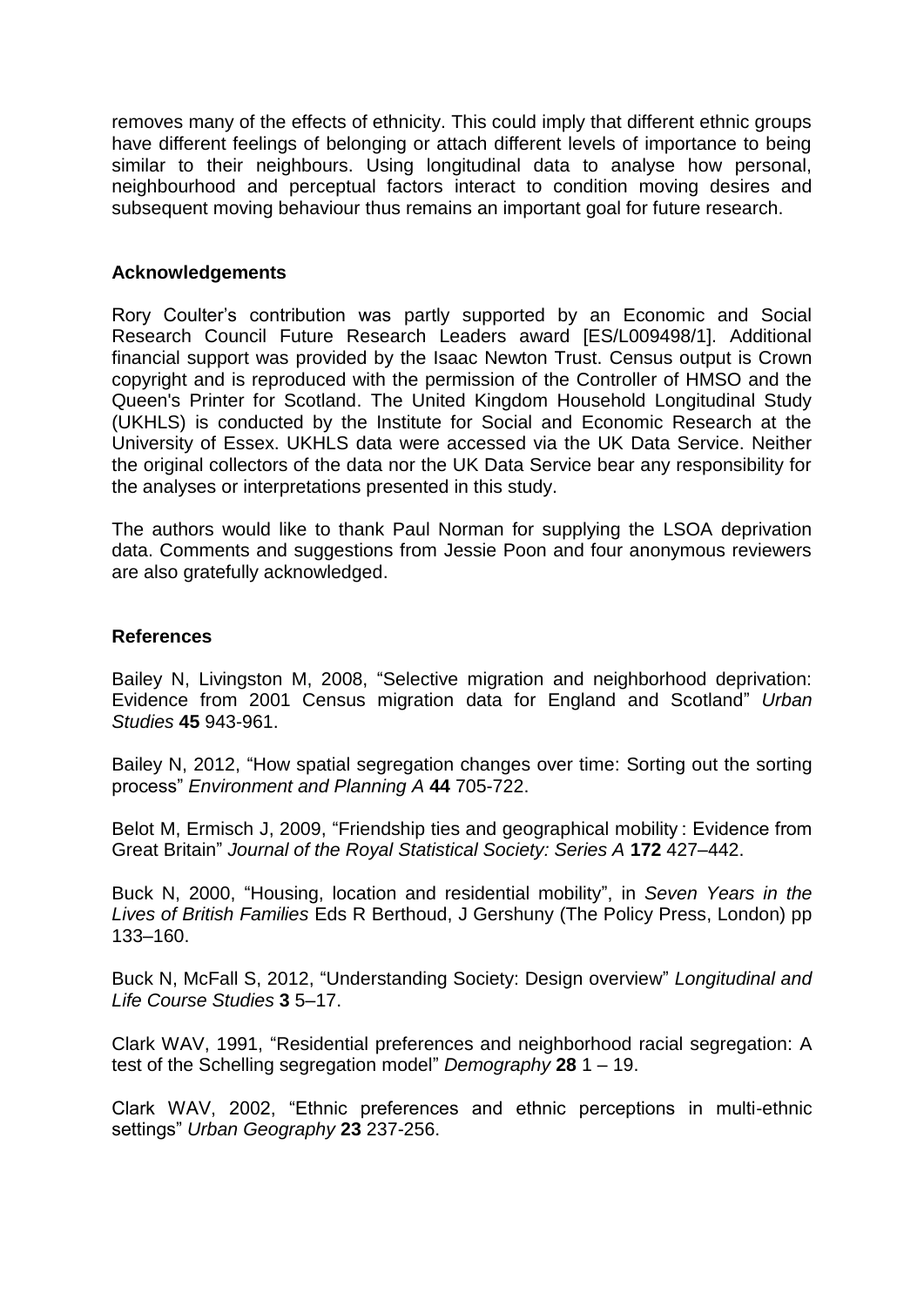removes many of the effects of ethnicity. This could imply that different ethnic groups have different feelings of belonging or attach different levels of importance to being similar to their neighbours. Using longitudinal data to analyse how personal, neighbourhood and perceptual factors interact to condition moving desires and subsequent moving behaviour thus remains an important goal for future research.

## Acknowledgements

Rory Coulter's contribution was partly supported by an Economic and Social Research Council Future Research Leaders award [ES/L009498/1]. Additional financial support was provided by the Isaac Newton Trust. Census output is Crown copyright and is reproduced with the permission of the Controller of HMSO and the Queen's Printer for Scotland. The United Kingdom Household Longitudinal Study (UKHLS) is conducted by the Institute for Social and Economic Research at the University of Essex. UKHLS data were accessed via the UK Data Service. Neither the original collectors of the data nor the UK Data Service bear any responsibility for the analyses or interpretations presented in this study.

The authors would like to thank Paul Norman for supplying the LSOA deprivation data. Comments and suggestions from Jessie Poon and four anonymous reviewers are also gratefully acknowledged.

## References

Bailey N, Livingston M, 2008, "Selective migration and neighborhood deprivation: Evidence from 2001 Census migration data for England and Scotland" *Urban Studies* **45** 943-961.

Bailey N, 2012, "How spatial segregation changes over time: Sorting out the sorting process" *Environment and Planning A* **44** 705-722.

Belot M, Ermisch J, 2009, "Friendship ties and geographical mobility : Evidence from Great Britain" *Journal of the Royal Statistical Society: Series A* **172** 427–442.

Buck N, 2000, "Housing, location and residential mobility", in *Seven Years in the Lives of British Families* Eds R Berthoud, J Gershuny (The Policy Press, London) pp 133–160.

Buck N, McFall S, 2012, "Understanding Society: Design overview" *Longitudinal and Life Course Studies* **3** 5–17.

Clark WAV, 1991, "Residential preferences and neighborhood racial segregation: A test of the Schelling segregation model" *Demography* **28** 1 – 19.

Clark WAV, 2002, "Ethnic preferences and ethnic perceptions in multi-ethnic settings" *Urban Geography* **23** 237-256.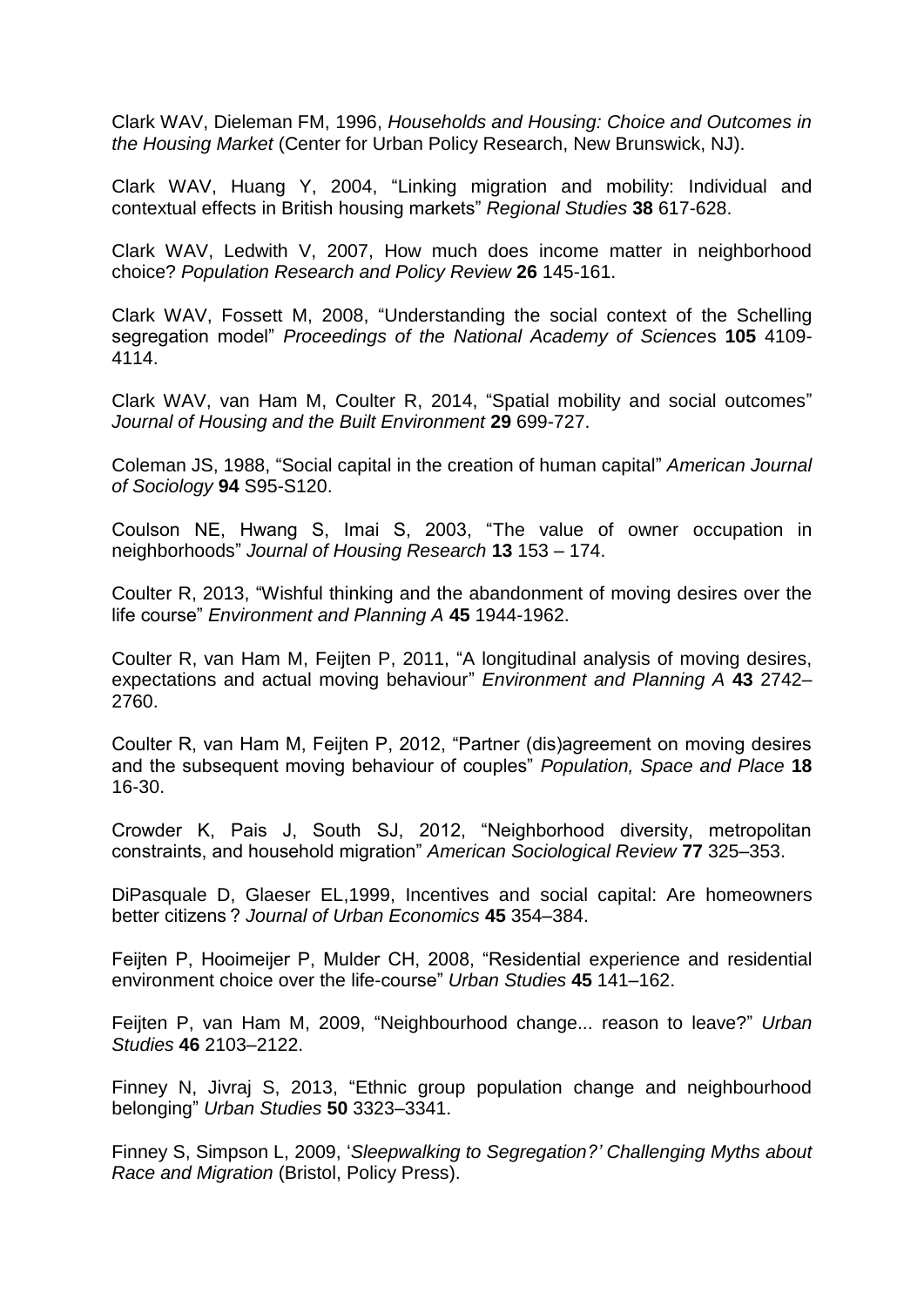Clark WAV, Dieleman FM, 1996, *Households and Housing: Choice and Outcomes in the Housing Market* (Center for Urban Policy Research, New Brunswick, NJ).

Clark WAV, Huang Y, 2004, "Linking migration and mobility: Individual and contextual effects in British housing markets" *Regional Studies* **38** 617-628.

Clark WAV, Ledwith V, 2007, How much does income matter in neighborhood choice? *Population Research and Policy Review* **26** 145-161.

Clark WAV, Fossett M, 2008, "Understanding the social context of the Schelling segregation model" *Proceedings of the National Academy of Sciences* **105** 4109-4114.

Clark WAV, van Ham M, Coulter R, 2014, "Spatial mobility and social outcomes" *Journal of Housing and the Built Environment* **29** 699-727.

Coleman JS, 1988, "Social capital in the creation of human capital" *American Journal of Sociology* **94** S95-S120.

Coulson NE, Hwang S, Imai S, 2003, "The value of owner occupation in neighborhoods" *Journal of Housing Research* **13** 153 – 174.

Coulter R, 2013, "Wishful thinking and the abandonment of moving desires over the life course" *Environment and Planning A* **45** 1944-1962.

Coulter R, van Ham M, Feijten P, 2011, "A longitudinal analysis of moving desires, expectations and actual moving behaviour" *Environment and Planning A* **43** 2742–2760.

Coulter R, van Ham M, Feijten P, 2012, "Partner (dis)agreement on moving desires and the subsequent moving behaviour of couples" *Population, Space and Place* **18** 16-30.

Crowder K, Pais J, South SJ, 2012, "Neighborhood diversity, metropolitan constraints, and household migration" *American Sociological Review* **77** 325–353.

DiPasquale D, Glaeser EL,1999, Incentives and social capital: Are homeowners better citizens ? *Journal of Urban Economics* **45** 354–384.

Feijten P, Hooimeijer P, Mulder CH, 2008, "Residential experience and residential environment choice over the life-course" *Urban Studies* **45** 141–162.

Feijten P, van Ham M, 2009, "Neighbourhood change... reason to leave?" *Urban Studies* **46** 2103–2122.

Finney N, Jivraj S, 2013, "Ethnic group population change and neighbourhood belonging" *Urban Studies* **50** 3323–3341.

Finney S, Simpson L, 2009, '*Sleepwalking to Segregation?' Challenging Myths about Race and Migration* (Bristol, Policy Press).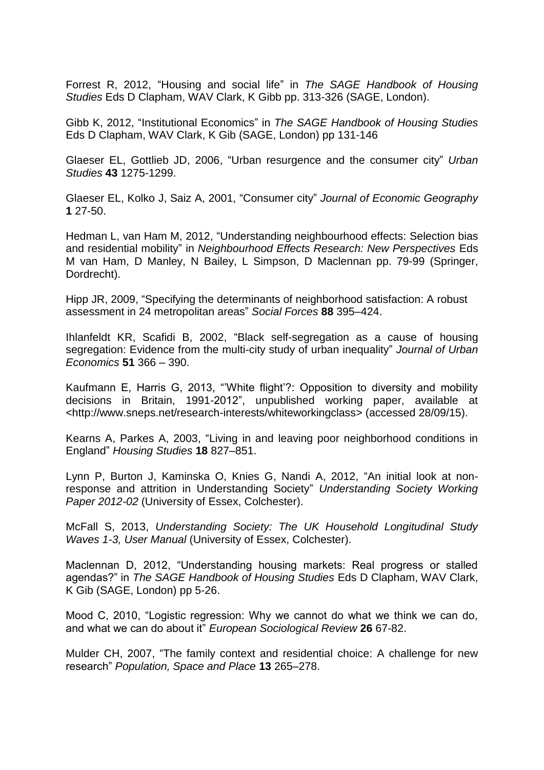Forrest R, 2012, “Housing and social life” in *The SAGE Handbook of Housing Studies* Eds D Clapham, WAV Clark, K Gibb pp. 313-326 (SAGE, London).

Gibb K, 2012, “Institutional Economics” in *The SAGE Handbook of Housing Studies* Eds D Clapham, WAV Clark, K Gib (SAGE, London) pp 131-146

Glaeser EL, Gottlieb JD, 2006, “Urban resurgence and the consumer city” *Urban Studies* **43** 1275-1299.

Glaeser EL, Kolko J, Saiz A, 2001, “Consumer city” *Journal of Economic Geography* **1** 27-50.

Hedman L, van Ham M, 2012, “Understanding neighbourhood effects: Selection bias and residential mobility” in *Neighbourhood Effects Research: New Perspectives* Eds M van Ham, D Manley, N Bailey, L Simpson, D Maclennan pp. 79-99 (Springer, Dordrecht).

Hipp JR, 2009, “Specifying the determinants of neighborhood satisfaction: A robust assessment in 24 metropolitan areas” *Social Forces* **88** 395–424.

Ihlanfeldt KR, Scafidi B, 2002, “Black self-segregation as a cause of housing segregation: Evidence from the multi-city study of urban inequality” *Journal of Urban Economics* **51** 366 – 390.

Kaufmann E, Harris G, 2013, “’White flight’?: Opposition to diversity and mobility decisions in Britain, 1991-2012”, unpublished working paper, available at <http://www.sneps.net/research-interests/whiteworkingclass> (accessed 28/09/15).

Kearns A, Parkes A, 2003, “Living in and leaving poor neighborhood conditions in England” *Housing Studies* **18** 827–851.

Lynn P, Burton J, Kaminska O, Knies G, Nandi A, 2012, “An initial look at non-response and attrition in Understanding Society” *Understanding Society Working Paper 2012-02* (University of Essex, Colchester).

McFall S, 2013, *Understanding Society: The UK Household Longitudinal Study Waves 1-3, User Manual* (University of Essex, Colchester).

Maclennan D, 2012, “Understanding housing markets: Real progress or stalled agendas?” in *The SAGE Handbook of Housing Studies* Eds D Clapham, WAV Clark, K Gib (SAGE, London) pp 5-26.

Mood C, 2010, “Logistic regression: Why we cannot do what we think we can do, and what we can do about it” *European Sociological Review* **26** 67-82.

Mulder CH, 2007, “The family context and residential choice: A challenge for new research” *Population, Space and Place* **13** 265–278.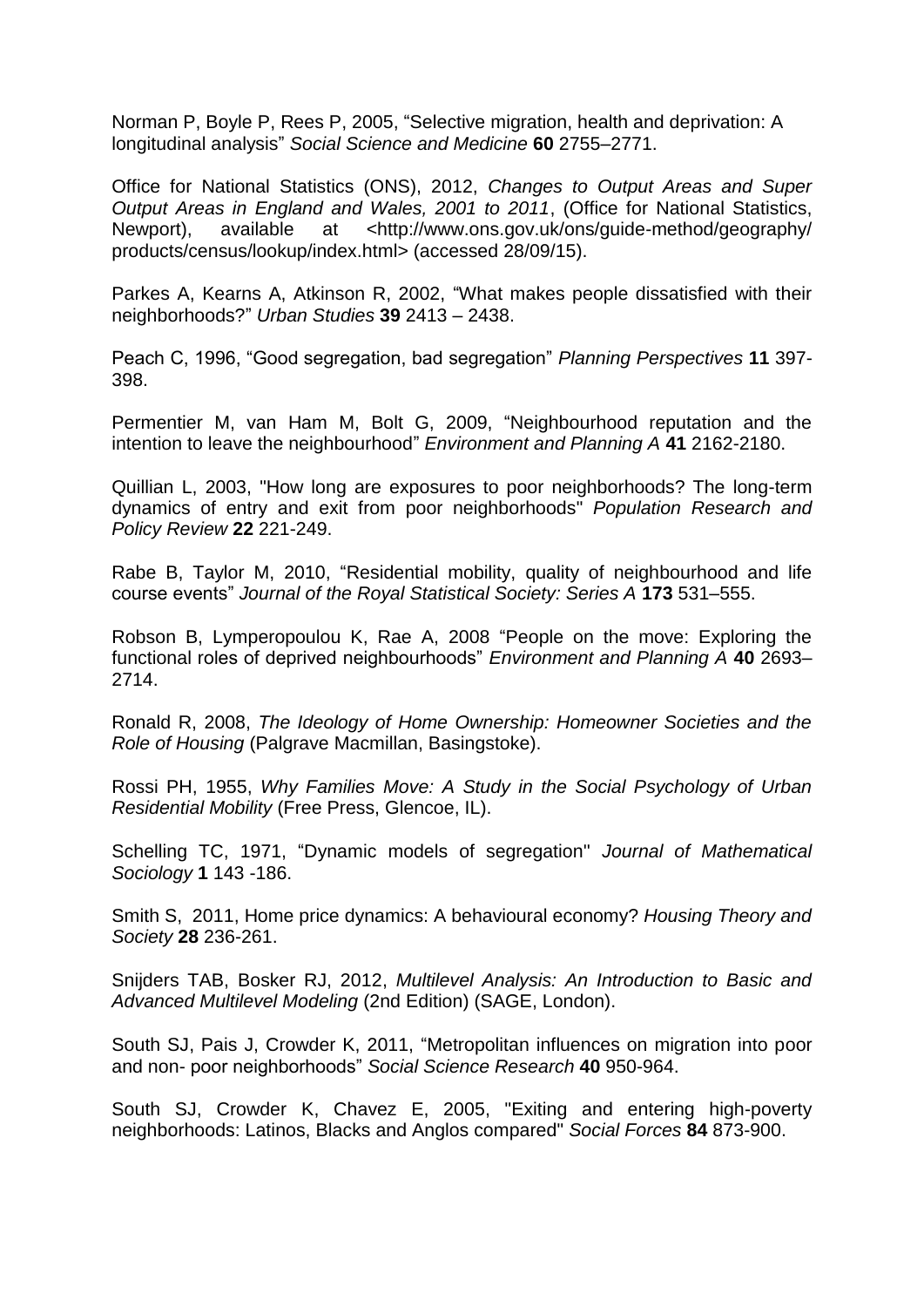Norman P, Boyle P, Rees P, 2005, “Selective migration, health and deprivation: A longitudinal analysis” *Social Science and Medicine* **60** 2755–2771.

Office for National Statistics (ONS), 2012, *Changes to Output Areas and Super Output Areas in England and Wales, 2001 to 2011*, (Office for National Statistics, Newport), available at <http://www.ons.gov.uk/ons/guide-method/geography/products/census/lookup/index.html> (accessed 28/09/15).

Parkes A, Kearns A, Atkinson R, 2002, “What makes people dissatisfied with their neighborhoods?” *Urban Studies* **39** 2413 – 2438.

Peach C, 1996, “Good segregation, bad segregation” *Planning Perspectives* **11** 397-398.

Permentier M, van Ham M, Bolt G, 2009, “Neighbourhood reputation and the intention to leave the neighbourhood” *Environment and Planning A* **41** 2162-2180.

Quillian L, 2003, "How long are exposures to poor neighborhoods? The long-term dynamics of entry and exit from poor neighborhoods" *Population Research and Policy Review* **22** 221-249.

Rabe B, Taylor M, 2010, “Residential mobility, quality of neighbourhood and life course events” *Journal of the Royal Statistical Society: Series A* **173** 531–555.

Robson B, Lymperopoulou K, Rae A, 2008 “People on the move: Exploring the functional roles of deprived neighbourhoods” *Environment and Planning A* **40** 2693–2714.

Ronald R, 2008, *The Ideology of Home Ownership: Homeowner Societies and the Role of Housing* (Palgrave Macmillan, Basingstoke).

Rossi PH, 1955, *Why Families Move: A Study in the Social Psychology of Urban Residential Mobility* (Free Press, Glencoe, IL).

Schelling TC, 1971, “Dynamic models of segregation" *Journal of Mathematical Sociology* **1** 143 -186.

Smith S, 2011, Home price dynamics: A behavioural economy? *Housing Theory and Society* **28** 236-261.

Snijders TAB, Bosker RJ, 2012, *Multilevel Analysis: An Introduction to Basic and Advanced Multilevel Modeling* (2nd Edition) (SAGE, London).

South SJ, Pais J, Crowder K, 2011, “Metropolitan influences on migration into poor and non- poor neighborhoods” *Social Science Research* **40** 950-964.

South SJ, Crowder K, Chavez E, 2005, "Exiting and entering high-poverty neighborhoods: Latinos, Blacks and Anglos compared" *Social Forces* **84** 873-900.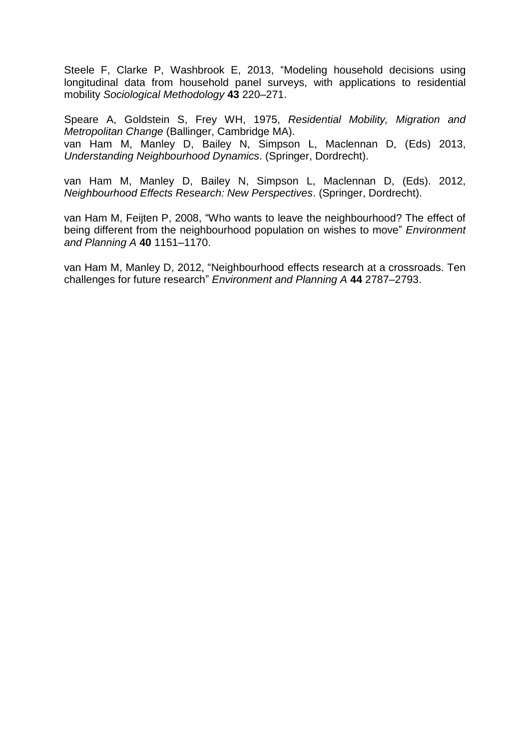Steele F, Clarke P, Washbrook E, 2013, "Modeling household decisions using longitudinal data from household panel surveys, with applications to residential mobility *Sociological Methodology* **43** 220–271.

Speare A, Goldstein S, Frey WH, 1975, *Residential Mobility, Migration and Metropolitan Change* (Ballinger, Cambridge MA).

van Ham M, Manley D, Bailey N, Simpson L, Maclennan D, (Eds) 2013, *Understanding Neighbourhood Dynamics*. (Springer, Dordrecht).

van Ham M, Manley D, Bailey N, Simpson L, Maclennan D, (Eds). 2012, *Neighbourhood Effects Research: New Perspectives*. (Springer, Dordrecht).

van Ham M, Feijten P, 2008, "Who wants to leave the neighbourhood? The effect of being different from the neighbourhood population on wishes to move" *Environment and Planning A* **40** 1151–1170.

van Ham M, Manley D, 2012, "Neighbourhood effects research at a crossroads. Ten challenges for future research" *Environment and Planning A* **44** 2787–2793.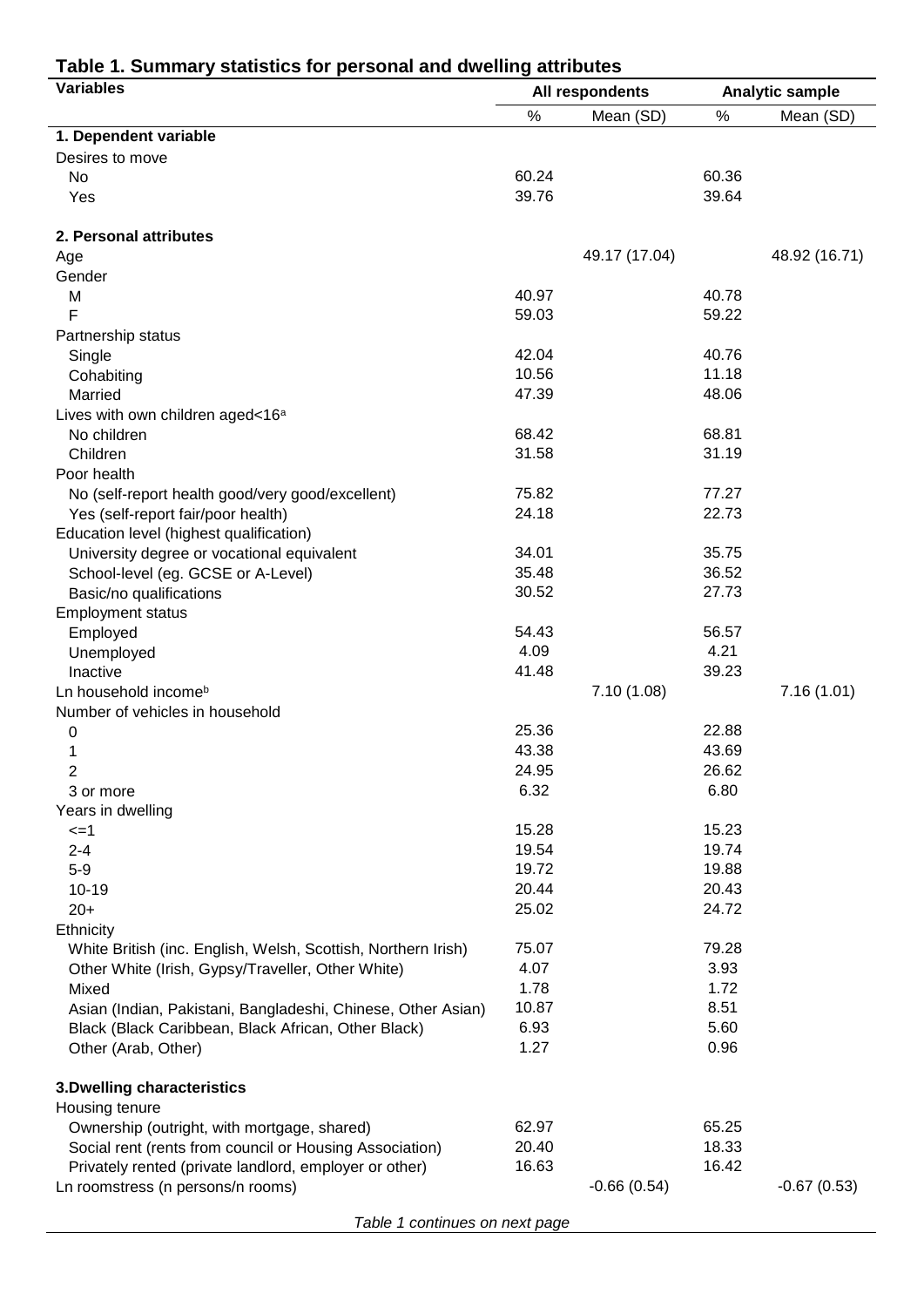**Table 1. Summary statistics for personal and dwelling attributes**

| Variables | All respondents | | Analytic sample | |
|---|---|---|---|---|
| | % | Mean (SD) | % | Mean (SD) |
| **1. Dependent variable** | | | | |
| Desires to move | | | | |
| No | 60.24 | | 60.36 | |
| Yes | 39.76 | | 39.64 | |
| **2. Personal attributes** | | | | |
| Age | | 49.17 (17.04) | | 48.92 (16.71) |
| Gender | | | | |
| M | 40.97 | | 40.78 | |
| F | 59.03 | | 59.22 | |
| Partnership status | | | | |
| Single | 42.04 | | 40.76 | |
| Cohabiting | 10.56 | | 11.18 | |
| Married | 47.39 | | 48.06 | |
| Lives with own children aged<16[a] | | | | |
| No children | 68.42 | | 68.81 | |
| Children | 31.58 | | 31.19 | |
| Poor health | | | | |
| No (self-report health good/very good/excellent) | 75.82 | | 77.27 | |
| Yes (self-report fair/poor health) | 24.18 | | 22.73 | |
| Education level (highest qualification) | | | | |
| University degree or vocational equivalent | 34.01 | | 35.75 | |
| School-level (eg. GCSE or A-Level) | 35.48 | | 36.52 | |
| Basic/no qualifications | 30.52 | | 27.73 | |
| Employment status | | | | |
| Employed | 54.43 | | 56.57 | |
| Unemployed | 4.09 | | 4.21 | |
| Inactive | 41.48 | | 39.23 | |
| Ln household income[b] | | 7.10 (1.08) | | 7.16 (1.01) |
| Number of vehicles in household | | | | |
| 0 | 25.36 | | 22.88 | |
| 1 | 43.38 | | 43.69 | |
| 2 | 24.95 | | 26.62 | |
| 3 or more | 6.32 | | 6.80 | |
| Years in dwelling | | | | |
| <=1 | 15.28 | | 15.23 | |
| 2-4 | 19.54 | | 19.74 | |
| 5-9 | 19.72 | | 19.88 | |
| 10-19 | 20.44 | | 20.43 | |
| 20+ | 25.02 | | 24.72 | |
| Ethnicity | | | | |
| White British (inc. English, Welsh, Scottish, Northern Irish) | 75.07 | | 79.28 | |
| Other White (Irish, Gypsy/Traveller, Other White) | 4.07 | | 3.93 | |
| Mixed | 1.78 | | 1.72 | |
| Asian (Indian, Pakistani, Bangladeshi, Chinese, Other Asian) | 10.87 | | 8.51 | |
| Black (Black Caribbean, Black African, Other Black) | 6.93 | | 5.60 | |
| Other (Arab, Other) | 1.27 | | 0.96 | |
| **3.Dwelling characteristics** | | | | |
| Housing tenure | | | | |
| Ownership (outright, with mortgage, shared) | 62.97 | | 65.25 | |
| Social rent (rents from council or Housing Association) | 20.40 | | 18.33 | |
| Privately rented (private landlord, employer or other) | 16.63 | | 16.42 | |
| Ln roomstress (n persons/n rooms) | | -0.66 (0.54) | | -0.67 (0.53) |

*Table 1 continues on next page*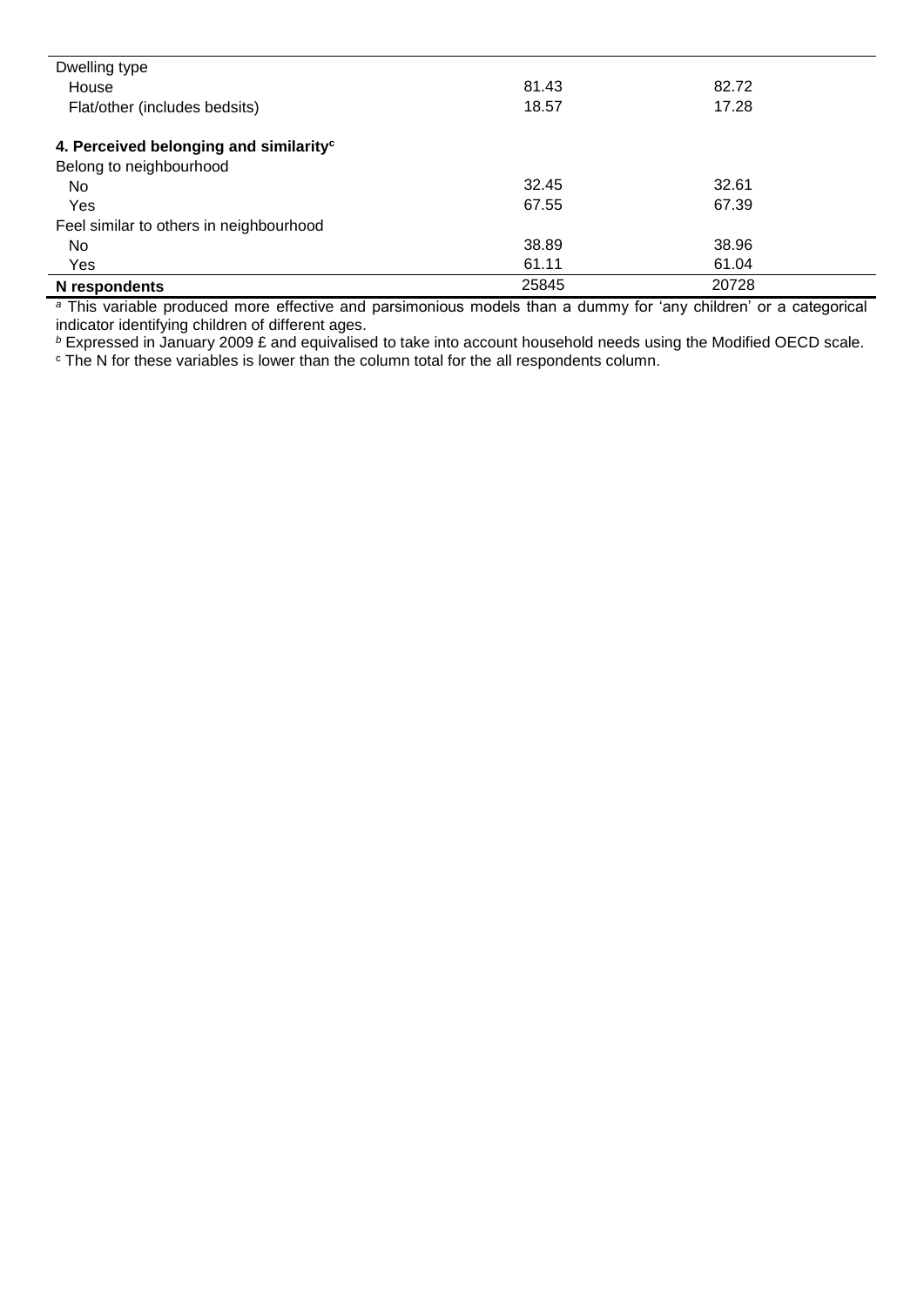| | | |
|---|---|---|
| Dwelling type | | |
| House | 81.43 | 82.72 |
| Flat/other (includes bedsits) | 18.57 | 17.28 |
| **4. Perceived belonging and similarity[c]** | | |
| Belong to neighbourhood | | |
| No | 32.45 | 32.61 |
| Yes | 67.55 | 67.39 |
| Feel similar to others in neighbourhood | | |
| No | 38.89 | 38.96 |
| Yes | 61.11 | 61.04 |
| **N respondents** | 25845 | 20728 |

[a] This variable produced more effective and parsimonious models than a dummy for 'any children' or a categorical indicator identifying children of different ages.

[b] Expressed in January 2009 £ and equivalised to take into account household needs using the Modified OECD scale.

[c] The N for these variables is lower than the column total for the all respondents column.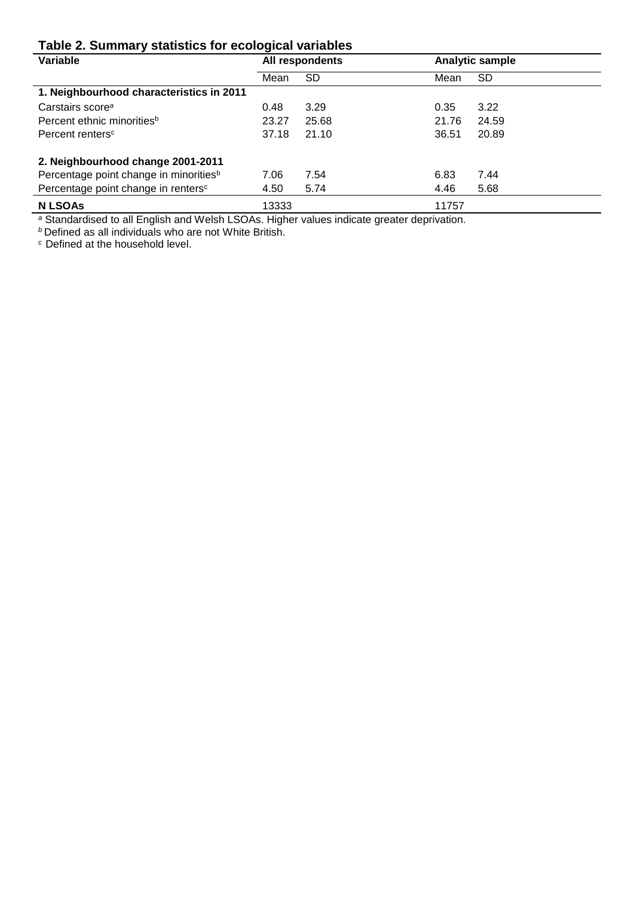## Table 2. Summary statistics for ecological variables

| Variable | All respondents | | Analytic sample | |
|---|---|---|---|---|
| | Mean | SD | Mean | SD |
| **1. Neighbourhood characteristics in 2011** | | | | |
| Carstairs score[a] | 0.48 | 3.29 | 0.35 | 3.22 |
| Percent ethnic minorities[b] | 23.27 | 25.68 | 21.76 | 24.59 |
| Percent renters[c] | 37.18 | 21.10 | 36.51 | 20.89 |
| **2. Neighbourhood change 2001-2011** | | | | |
| Percentage point change in minorities[b] | 7.06 | 7.54 | 6.83 | 7.44 |
| Percentage point change in renters[c] | 4.50 | 5.74 | 4.46 | 5.68 |
| **N LSOAs** | 13333 | | 11757 | |

[a] Standardised to all English and Welsh LSOAs. Higher values indicate greater deprivation.
[b] Defined as all individuals who are not White British.
[c] Defined at the household level.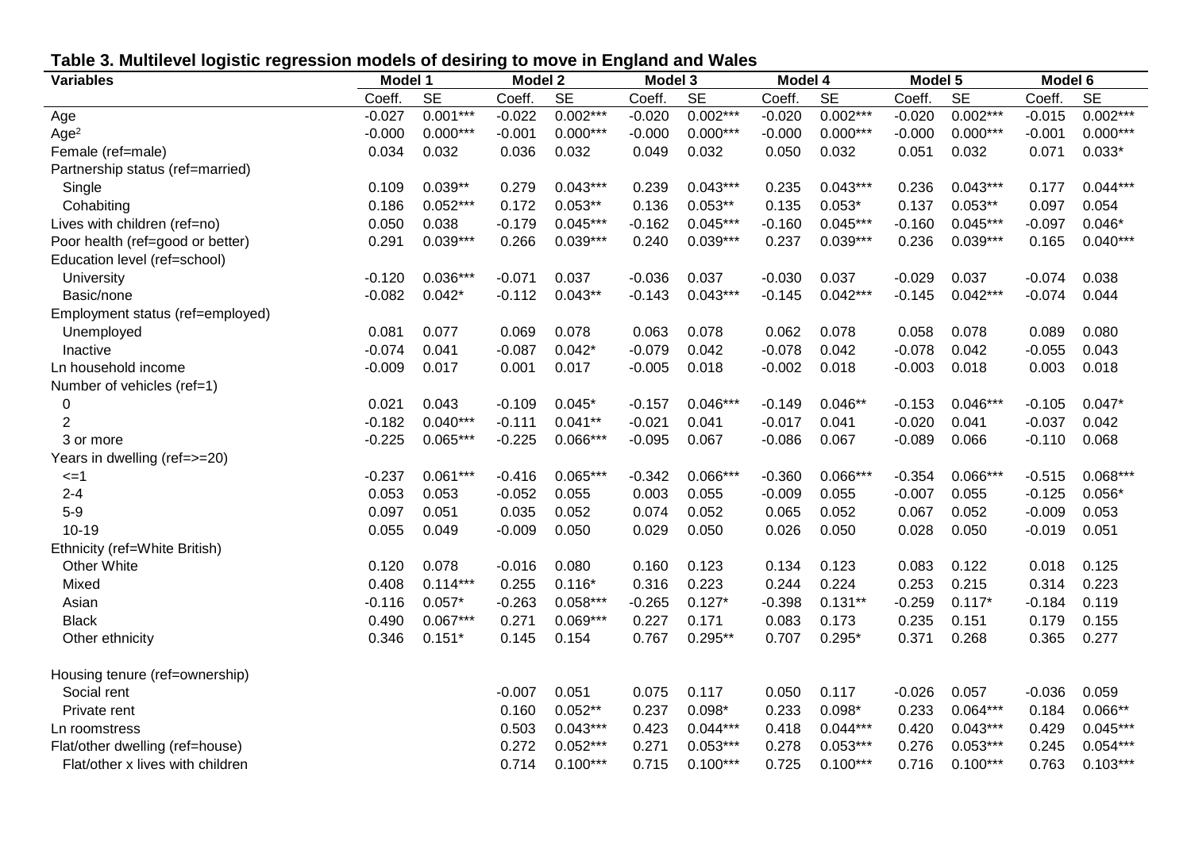**Table 3. Multilevel logistic regression models of desiring to move in England and Wales**

| Variables | Model 1 | | Model 2 | | Model 3 | | Model 4 | | Model 5 | | Model 6 | |
|---|---|---|---|---|---|---|---|---|---|---|---|---|
| | Coeff. | SE | Coeff. | SE | Coeff. | SE | Coeff. | SE | Coeff. | SE | Coeff. | SE |
| Age | -0.027 | 0.001*** | -0.022 | 0.002*** | -0.020 | 0.002*** | -0.020 | 0.002*** | -0.020 | 0.002*** | -0.015 | 0.002*** |
| Age$^2$ | -0.000 | 0.000*** | -0.001 | 0.000*** | -0.000 | 0.000*** | -0.000 | 0.000*** | -0.000 | 0.000*** | -0.001 | 0.000*** |
| Female (ref=male) | 0.034 | 0.032 | 0.036 | 0.032 | 0.049 | 0.032 | 0.050 | 0.032 | 0.051 | 0.032 | 0.071 | 0.033* |
| Partnership status (ref=married) | | | | | | | | | | | | |
| Single | 0.109 | 0.039** | 0.279 | 0.043*** | 0.239 | 0.043*** | 0.235 | 0.043*** | 0.236 | 0.043*** | 0.177 | 0.044*** |
| Cohabiting | 0.186 | 0.052*** | 0.172 | 0.053** | 0.136 | 0.053** | 0.135 | 0.053* | 0.137 | 0.053** | 0.097 | 0.054 |
| Lives with children (ref=no) | 0.050 | 0.038 | -0.179 | 0.045*** | -0.162 | 0.045*** | -0.160 | 0.045*** | -0.160 | 0.045*** | -0.097 | 0.046* |
| Poor health (ref=good or better) | 0.291 | 0.039*** | 0.266 | 0.039*** | 0.240 | 0.039*** | 0.237 | 0.039*** | 0.236 | 0.039*** | 0.165 | 0.040*** |
| Education level (ref=school) | | | | | | | | | | | | |
| University | -0.120 | 0.036*** | -0.071 | 0.037 | -0.036 | 0.037 | -0.030 | 0.037 | -0.029 | 0.037 | -0.074 | 0.038 |
| Basic/none | -0.082 | 0.042* | -0.112 | 0.043** | -0.143 | 0.043*** | -0.145 | 0.042*** | -0.145 | 0.042*** | -0.074 | 0.044 |
| Employment status (ref=employed) | | | | | | | | | | | | |
| Unemployed | 0.081 | 0.077 | 0.069 | 0.078 | 0.063 | 0.078 | 0.062 | 0.078 | 0.058 | 0.078 | 0.089 | 0.080 |
| Inactive | -0.074 | 0.041 | -0.087 | 0.042* | -0.079 | 0.042 | -0.078 | 0.042 | -0.078 | 0.042 | -0.055 | 0.043 |
| Ln household income | -0.009 | 0.017 | 0.001 | 0.017 | -0.005 | 0.018 | -0.002 | 0.018 | -0.003 | 0.018 | 0.003 | 0.018 |
| Number of vehicles (ref=1) | | | | | | | | | | | | |
| 0 | 0.021 | 0.043 | -0.109 | 0.045* | -0.157 | 0.046*** | -0.149 | 0.046** | -0.153 | 0.046*** | -0.105 | 0.047* |
| 2 | -0.182 | 0.040*** | -0.111 | 0.041** | -0.021 | 0.041 | -0.017 | 0.041 | -0.020 | 0.041 | -0.037 | 0.042 |
| 3 or more | -0.225 | 0.065*** | -0.225 | 0.066*** | -0.095 | 0.067 | -0.086 | 0.067 | -0.089 | 0.066 | -0.110 | 0.068 |
| Years in dwelling (ref=>=20) | | | | | | | | | | | | |
| <=1 | -0.237 | 0.061*** | -0.416 | 0.065*** | -0.342 | 0.066*** | -0.360 | 0.066*** | -0.354 | 0.066*** | -0.515 | 0.068*** |
| 2-4 | 0.053 | 0.053 | -0.052 | 0.055 | 0.003 | 0.055 | -0.009 | 0.055 | -0.007 | 0.055 | -0.125 | 0.056* |
| 5-9 | 0.097 | 0.051 | 0.035 | 0.052 | 0.074 | 0.052 | 0.065 | 0.052 | 0.067 | 0.052 | -0.009 | 0.053 |
| 10-19 | 0.055 | 0.049 | -0.009 | 0.050 | 0.029 | 0.050 | 0.026 | 0.050 | 0.028 | 0.050 | -0.019 | 0.051 |
| Ethnicity (ref=White British) | | | | | | | | | | | | |
| Other White | 0.120 | 0.078 | -0.016 | 0.080 | 0.160 | 0.123 | 0.134 | 0.123 | 0.083 | 0.122 | 0.018 | 0.125 |
| Mixed | 0.408 | 0.114*** | 0.255 | 0.116* | 0.316 | 0.223 | 0.244 | 0.224 | 0.253 | 0.215 | 0.314 | 0.223 |
| Asian | -0.116 | 0.057* | -0.263 | 0.058*** | -0.265 | 0.127* | -0.398 | 0.131** | -0.259 | 0.117* | -0.184 | 0.119 |
| Black | 0.490 | 0.067*** | 0.271 | 0.069*** | 0.227 | 0.171 | 0.083 | 0.173 | 0.235 | 0.151 | 0.179 | 0.155 |
| Other ethnicity | 0.346 | 0.151* | 0.145 | 0.154 | 0.767 | 0.295** | 0.707 | 0.295* | 0.371 | 0.268 | 0.365 | 0.277 |
| Housing tenure (ref=ownership) | | | | | | | | | | | | |
| Social rent | | | -0.007 | 0.051 | 0.075 | 0.117 | 0.050 | 0.117 | -0.026 | 0.057 | -0.036 | 0.059 |
| Private rent | | | 0.160 | 0.052** | 0.237 | 0.098* | 0.233 | 0.098* | 0.233 | 0.064*** | 0.184 | 0.066** |
| Ln roomstress | | | 0.503 | 0.043*** | 0.423 | 0.044*** | 0.418 | 0.044*** | 0.420 | 0.043*** | 0.429 | 0.045*** |
| Flat/other dwelling (ref=house) | | | 0.272 | 0.052*** | 0.271 | 0.053*** | 0.278 | 0.053*** | 0.276 | 0.053*** | 0.245 | 0.054*** |
| Flat/other x lives with children | | | 0.714 | 0.100*** | 0.715 | 0.100*** | 0.725 | 0.100*** | 0.716 | 0.100*** | 0.763 | 0.103*** |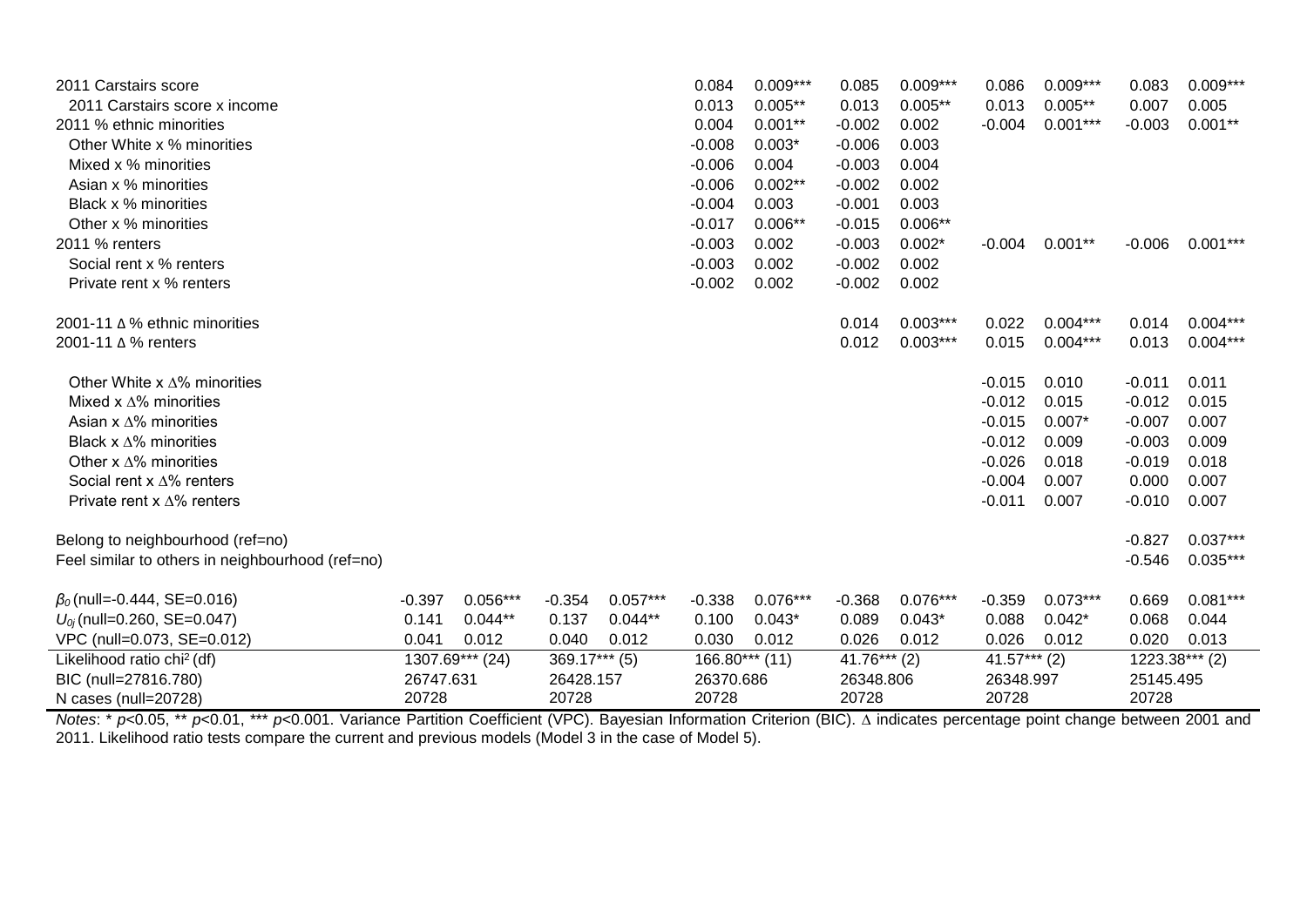| | | | | | | | | | | | | |
|---|---|---|---|---|---|---|---|---|---|---|---|---|
| 2011 Carstairs score | | | | | 0.084 | 0.009*** | 0.085 | 0.009*** | 0.086 | 0.009*** | 0.083 | 0.009*** |
| 2011 Carstairs score x income | | | | | 0.013 | 0.005** | 0.013 | 0.005** | 0.013 | 0.005** | 0.007 | 0.005 |
| 2011 % ethnic minorities | | | | | 0.004 | 0.001** | -0.002 | 0.002 | -0.004 | 0.001*** | -0.003 | 0.001** |
| Other White x % minorities | | | | | -0.008 | 0.003* | -0.006 | 0.003 | | | | |
| Mixed x % minorities | | | | | -0.006 | 0.004 | -0.003 | 0.004 | | | | |
| Asian x % minorities | | | | | -0.006 | 0.002** | -0.002 | 0.002 | | | | |
| Black x % minorities | | | | | -0.004 | 0.003 | -0.001 | 0.003 | | | | |
| Other x % minorities | | | | | -0.017 | 0.006** | -0.015 | 0.006** | | | | |
| 2011 % renters | | | | | -0.003 | 0.002 | -0.003 | 0.002* | -0.004 | 0.001** | -0.006 | 0.001*** |
| Social rent x % renters | | | | | -0.003 | 0.002 | -0.002 | 0.002 | | | | |
| Private rent x % renters | | | | | -0.002 | 0.002 | -0.002 | 0.002 | | | | |
| 2001-11 Δ % ethnic minorities | | | | | | | 0.014 | 0.003*** | 0.022 | 0.004*** | 0.014 | 0.004*** |
| 2001-11 Δ % renters | | | | | | | 0.012 | 0.003*** | 0.015 | 0.004*** | 0.013 | 0.004*** |
| Other White x Δ% minorities | | | | | | | | | -0.015 | 0.010 | -0.011 | 0.011 |
| Mixed x Δ% minorities | | | | | | | | | -0.012 | 0.015 | -0.012 | 0.015 |
| Asian x Δ% minorities | | | | | | | | | -0.015 | 0.007* | -0.007 | 0.007 |
| Black x Δ% minorities | | | | | | | | | -0.012 | 0.009 | -0.003 | 0.009 |
| Other x Δ% minorities | | | | | | | | | -0.026 | 0.018 | -0.019 | 0.018 |
| Social rent x Δ% renters | | | | | | | | | -0.004 | 0.007 | 0.000 | 0.007 |
| Private rent x Δ% renters | | | | | | | | | -0.011 | 0.007 | -0.010 | 0.007 |
| Belong to neighbourhood (ref=no) | | | | | | | | | | | -0.827 | 0.037*** |
| Feel similar to others in neighbourhood (ref=no) | | | | | | | | | | | -0.546 | 0.035*** |
| $\beta_0$ (null=-0.444, SE=0.016) | -0.397 | 0.056*** | -0.354 | 0.057*** | -0.338 | 0.076*** | -0.368 | 0.076*** | -0.359 | 0.073*** | 0.669 | 0.081*** |
| $U_{0j}$ (null=0.260, SE=0.047) | 0.141 | 0.044** | 0.137 | 0.044** | 0.100 | 0.043* | 0.089 | 0.043* | 0.088 | 0.042* | 0.068 | 0.044 |
| VPC (null=0.073, SE=0.012) | 0.041 | 0.012 | 0.040 | 0.012 | 0.030 | 0.012 | 0.026 | 0.012 | 0.026 | 0.012 | 0.020 | 0.013 |
| Likelihood ratio $chi^2$ (df) | 1307.69*** (24) | | 369.17*** (5) | | 166.80*** (11) | | 41.76*** (2) | | 41.57*** (2) | | 1223.38*** (2) | |
| BIC (null=27816.780) | 26747.631 | | 26428.157 | | 26370.686 | | 26348.806 | | 26348.997 | | 25145.495 | |
| N cases (null=20728) | 20728 | | 20728 | | 20728 | | 20728 | | 20728 | | 20728 | |

*Notes*: * $p$<0.05, ** $p$<0.01, *** $p$<0.001. Variance Partition Coefficient (VPC). Bayesian Information Criterion (BIC). Δ indicates percentage point change between 2001 and 2011. Likelihood ratio tests compare the current and previous models (Model 3 in the case of Model 5).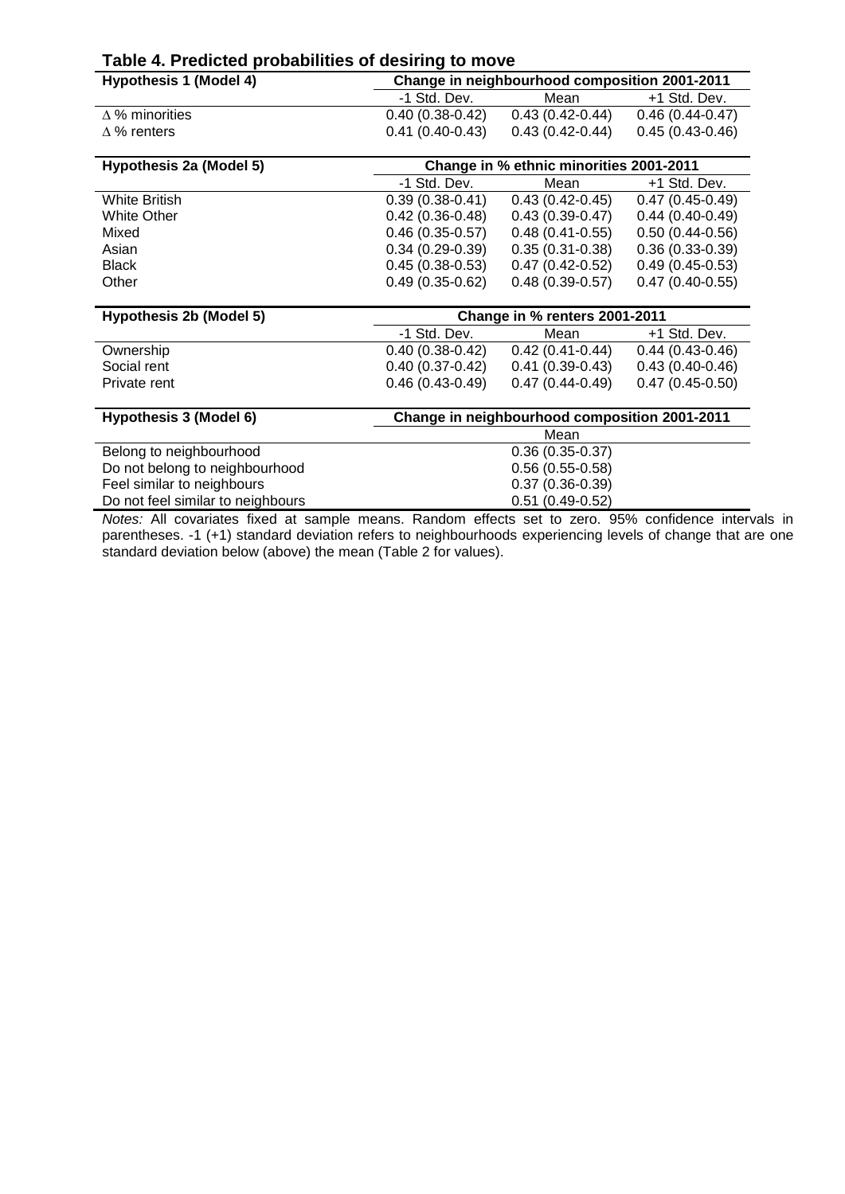**Table 4. Predicted probabilities of desiring to move**

| **Hypothesis 1 (Model 4)** | **Change in neighbourhood composition 2001-2011** | | |
|---|---|---|---|
| | -1 Std. Dev. | Mean | +1 Std. Dev. |
| ∆ % minorities | 0.40 (0.38-0.42) | 0.43 (0.42-0.44) | 0.46 (0.44-0.47) |
| ∆ % renters | 0.41 (0.40-0.43) | 0.43 (0.42-0.44) | 0.45 (0.43-0.46) |
| | | | |
| **Hypothesis 2a (Model 5)** | **Change in % ethnic minorities 2001-2011** | | |
| | -1 Std. Dev. | Mean | +1 Std. Dev. |
| White British | 0.39 (0.38-0.41) | 0.43 (0.42-0.45) | 0.47 (0.45-0.49) |
| White Other | 0.42 (0.36-0.48) | 0.43 (0.39-0.47) | 0.44 (0.40-0.49) |
| Mixed | 0.46 (0.35-0.57) | 0.48 (0.41-0.55) | 0.50 (0.44-0.56) |
| Asian | 0.34 (0.29-0.39) | 0.35 (0.31-0.38) | 0.36 (0.33-0.39) |
| Black | 0.45 (0.38-0.53) | 0.47 (0.42-0.52) | 0.49 (0.45-0.53) |
| Other | 0.49 (0.35-0.62) | 0.48 (0.39-0.57) | 0.47 (0.40-0.55) |
| | | | |
| **Hypothesis 2b (Model 5)** | **Change in % renters 2001-2011** | | |
| | -1 Std. Dev. | Mean | +1 Std. Dev. |
| Ownership | 0.40 (0.38-0.42) | 0.42 (0.41-0.44) | 0.44 (0.43-0.46) |
| Social rent | 0.40 (0.37-0.42) | 0.41 (0.39-0.43) | 0.43 (0.40-0.46) |
| Private rent | 0.46 (0.43-0.49) | 0.47 (0.44-0.49) | 0.47 (0.45-0.50) |
| | | | |
| **Hypothesis 3 (Model 6)** | **Change in neighbourhood composition 2001-2011** | | |
| | | Mean | |
| Belong to neighbourhood | | 0.36 (0.35-0.37) | |
| Do not belong to neighbourhood | | 0.56 (0.55-0.58) | |
| Feel similar to neighbours | | 0.37 (0.36-0.39) | |
| Do not feel similar to neighbours | | 0.51 (0.49-0.52) | |

*Notes:* All covariates fixed at sample means. Random effects set to zero. 95% confidence intervals in parentheses. -1 (+1) standard deviation refers to neighbourhoods experiencing levels of change that are one standard deviation below (above) the mean (Table 2 for values).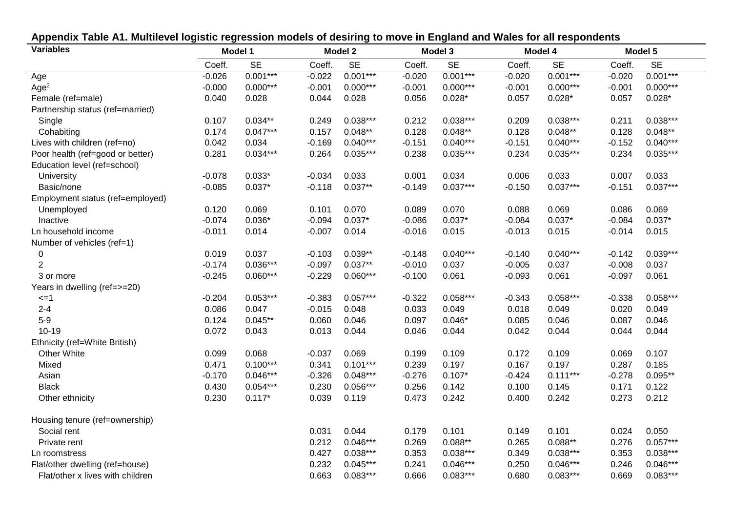**Appendix Table A1. Multilevel logistic regression models of desiring to move in England and Wales for all respondents**

| Variables | Model 1 | | Model 2 | | Model 3 | | Model 4 | | Model 5 | |
|---|---|---|---|---|---|---|---|---|---|---|
| | Coeff. | SE | Coeff. | SE | Coeff. | SE | Coeff. | SE | Coeff. | SE |
| Age | -0.026 | 0.001*** | -0.022 | 0.001*** | -0.020 | 0.001*** | -0.020 | 0.001*** | -0.020 | 0.001*** |
| Age$^2$ | -0.000 | 0.000*** | -0.001 | 0.000*** | -0.001 | 0.000*** | -0.001 | 0.000*** | -0.001 | 0.000*** |
| Female (ref=male) | 0.040 | 0.028 | 0.044 | 0.028 | 0.056 | 0.028* | 0.057 | 0.028* | 0.057 | 0.028* |
| Partnership status (ref=married) | | | | | | | | | | |
| Single | 0.107 | 0.034** | 0.249 | 0.038*** | 0.212 | 0.038*** | 0.209 | 0.038*** | 0.211 | 0.038*** |
| Cohabiting | 0.174 | 0.047*** | 0.157 | 0.048** | 0.128 | 0.048** | 0.128 | 0.048** | 0.128 | 0.048** |
| Lives with children (ref=no) | 0.042 | 0.034 | -0.169 | 0.040*** | -0.151 | 0.040*** | -0.151 | 0.040*** | -0.152 | 0.040*** |
| Poor health (ref=good or better) | 0.281 | 0.034*** | 0.264 | 0.035*** | 0.238 | 0.035*** | 0.234 | 0.035*** | 0.234 | 0.035*** |
| Education level (ref=school) | | | | | | | | | | |
| University | -0.078 | 0.033* | -0.034 | 0.033 | 0.001 | 0.034 | 0.006 | 0.033 | 0.007 | 0.033 |
| Basic/none | -0.085 | 0.037* | -0.118 | 0.037** | -0.149 | 0.037*** | -0.150 | 0.037*** | -0.151 | 0.037*** |
| Employment status (ref=employed) | | | | | | | | | | |
| Unemployed | 0.120 | 0.069 | 0.101 | 0.070 | 0.089 | 0.070 | 0.088 | 0.069 | 0.086 | 0.069 |
| Inactive | -0.074 | 0.036* | -0.094 | 0.037* | -0.086 | 0.037* | -0.084 | 0.037* | -0.084 | 0.037* |
| Ln household income | -0.011 | 0.014 | -0.007 | 0.014 | -0.016 | 0.015 | -0.013 | 0.015 | -0.014 | 0.015 |
| Number of vehicles (ref=1) | | | | | | | | | | |
| 0 | 0.019 | 0.037 | -0.103 | 0.039** | -0.148 | 0.040*** | -0.140 | 0.040*** | -0.142 | 0.039*** |
| 2 | -0.174 | 0.036*** | -0.097 | 0.037** | -0.010 | 0.037 | -0.005 | 0.037 | -0.008 | 0.037 |
| 3 or more | -0.245 | 0.060*** | -0.229 | 0.060*** | -0.100 | 0.061 | -0.093 | 0.061 | -0.097 | 0.061 |
| Years in dwelling (ref=>=20) | | | | | | | | | | |
| <=1 | -0.204 | 0.053*** | -0.383 | 0.057*** | -0.322 | 0.058*** | -0.343 | 0.058*** | -0.338 | 0.058*** |
| 2-4 | 0.086 | 0.047 | -0.015 | 0.048 | 0.033 | 0.049 | 0.018 | 0.049 | 0.020 | 0.049 |
| 5-9 | 0.124 | 0.045** | 0.060 | 0.046 | 0.097 | 0.046* | 0.085 | 0.046 | 0.087 | 0.046 |
| 10-19 | 0.072 | 0.043 | 0.013 | 0.044 | 0.046 | 0.044 | 0.042 | 0.044 | 0.044 | 0.044 |
| Ethnicity (ref=White British) | | | | | | | | | | |
| Other White | 0.099 | 0.068 | -0.037 | 0.069 | 0.199 | 0.109 | 0.172 | 0.109 | 0.069 | 0.107 |
| Mixed | 0.471 | 0.100*** | 0.341 | 0.101*** | 0.239 | 0.197 | 0.167 | 0.197 | 0.287 | 0.185 |
| Asian | -0.170 | 0.046*** | -0.326 | 0.048*** | -0.276 | 0.107* | -0.424 | 0.111*** | -0.278 | 0.095** |
| Black | 0.430 | 0.054*** | 0.230 | 0.056*** | 0.256 | 0.142 | 0.100 | 0.145 | 0.171 | 0.122 |
| Other ethnicity | 0.230 | 0.117* | 0.039 | 0.119 | 0.473 | 0.242 | 0.400 | 0.242 | 0.273 | 0.212 |
| Housing tenure (ref=ownership) | | | | | | | | | | |
| Social rent | | | 0.031 | 0.044 | 0.179 | 0.101 | 0.149 | 0.101 | 0.024 | 0.050 |
| Private rent | | | 0.212 | 0.046*** | 0.269 | 0.088** | 0.265 | 0.088** | 0.276 | 0.057*** |
| Ln roomstress | | | 0.427 | 0.038*** | 0.353 | 0.038*** | 0.349 | 0.038*** | 0.353 | 0.038*** |
| Flat/other dwelling (ref=house) | | | 0.232 | 0.045*** | 0.241 | 0.046*** | 0.250 | 0.046*** | 0.246 | 0.046*** |
| Flat/other x lives with children | | | 0.663 | 0.083*** | 0.666 | 0.083*** | 0.680 | 0.083*** | 0.669 | 0.083*** |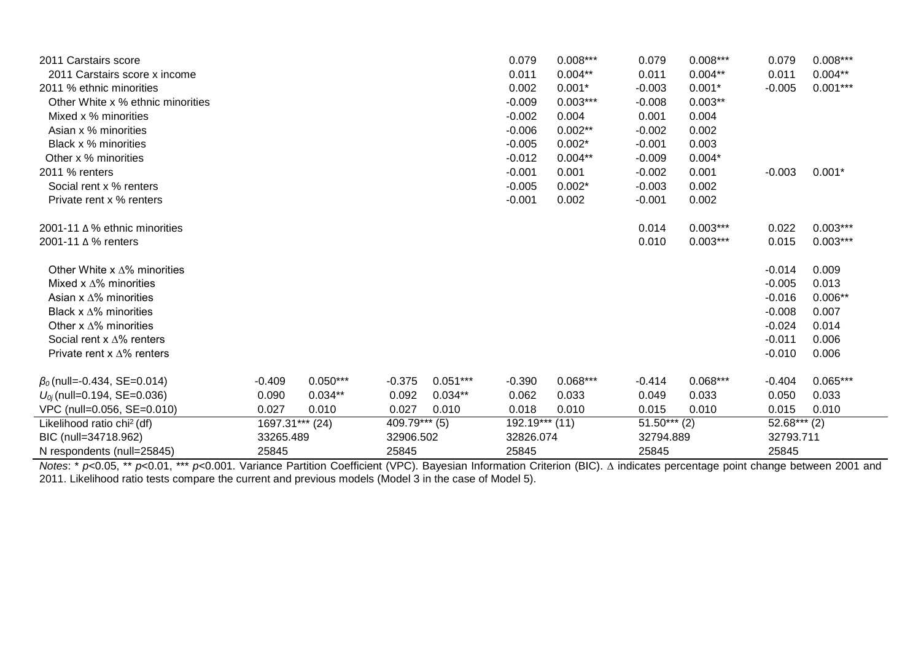| | | | | | | | | | | |
|---|---|---|---|---|---|---|---|---|---|---|
| 2011 Carstairs score | | | | | 0.079 | 0.008*** | 0.079 | 0.008*** | 0.079 | 0.008*** |
| 2011 Carstairs score x income | | | | | 0.011 | 0.004** | 0.011 | 0.004** | 0.011 | 0.004** |
| 2011 % ethnic minorities | | | | | 0.002 | 0.001* | -0.003 | 0.001* | -0.005 | 0.001*** |
| Other White x % ethnic minorities | | | | | -0.009 | 0.003*** | -0.008 | 0.003** | | |
| Mixed x % minorities | | | | | -0.002 | 0.004 | 0.001 | 0.004 | | |
| Asian x % minorities | | | | | -0.006 | 0.002** | -0.002 | 0.002 | | |
| Black x % minorities | | | | | -0.005 | 0.002* | -0.001 | 0.003 | | |
| Other x % minorities | | | | | -0.012 | 0.004** | -0.009 | 0.004* | | |
| 2011 % renters | | | | | -0.001 | 0.001 | -0.002 | 0.001 | -0.003 | 0.001* |
| Social rent x % renters | | | | | -0.005 | 0.002* | -0.003 | 0.002 | | |
| Private rent x % renters | | | | | -0.001 | 0.002 | -0.001 | 0.002 | | |
| 2001-11 Δ % ethnic minorities | | | | | | | 0.014 | 0.003*** | 0.022 | 0.003*** |
| 2001-11 Δ % renters | | | | | | | 0.010 | 0.003*** | 0.015 | 0.003*** |
| Other White x Δ% minorities | | | | | | | | | -0.014 | 0.009 |
| Mixed x Δ% minorities | | | | | | | | | -0.005 | 0.013 |
| Asian x Δ% minorities | | | | | | | | | -0.016 | 0.006** |
| Black x Δ% minorities | | | | | | | | | -0.008 | 0.007 |
| Other x Δ% minorities | | | | | | | | | -0.024 | 0.014 |
| Social rent x Δ% renters | | | | | | | | | -0.011 | 0.006 |
| Private rent x Δ% renters | | | | | | | | | -0.010 | 0.006 |
| $\beta_0$ (null=-0.434, SE=0.014) | -0.409 | 0.050*** | -0.375 | 0.051*** | -0.390 | 0.068*** | -0.414 | 0.068*** | -0.404 | 0.065*** |
| $U_{0j}$ (null=0.194, SE=0.036) | 0.090 | 0.034** | 0.092 | 0.034** | 0.062 | 0.033 | 0.049 | 0.033 | 0.050 | 0.033 |
| VPC (null=0.056, SE=0.010) | 0.027 | 0.010 | 0.027 | 0.010 | 0.018 | 0.010 | 0.015 | 0.010 | 0.015 | 0.010 |
| Likelihood ratio chi$^2$ (df) | 1697.31*** (24) | | 409.79*** (5) | | 192.19*** (11) | | 51.50*** (2) | | 52.68*** (2) | |
| BIC (null=34718.962) | 33265.489 | | 32906.502 | | 32826.074 | | 32794.889 | | 32793.711 | |
| N respondents (null=25845) | 25845 | | 25845 | | 25845 | | 25845 | | 25845 | |

*Notes*: * $p$<0.05, ** $p$<0.01, *** $p$<0.001. Variance Partition Coefficient (VPC). Bayesian Information Criterion (BIC). Δ indicates percentage point change between 2001 and 2011. Likelihood ratio tests compare the current and previous models (Model 3 in the case of Model 5).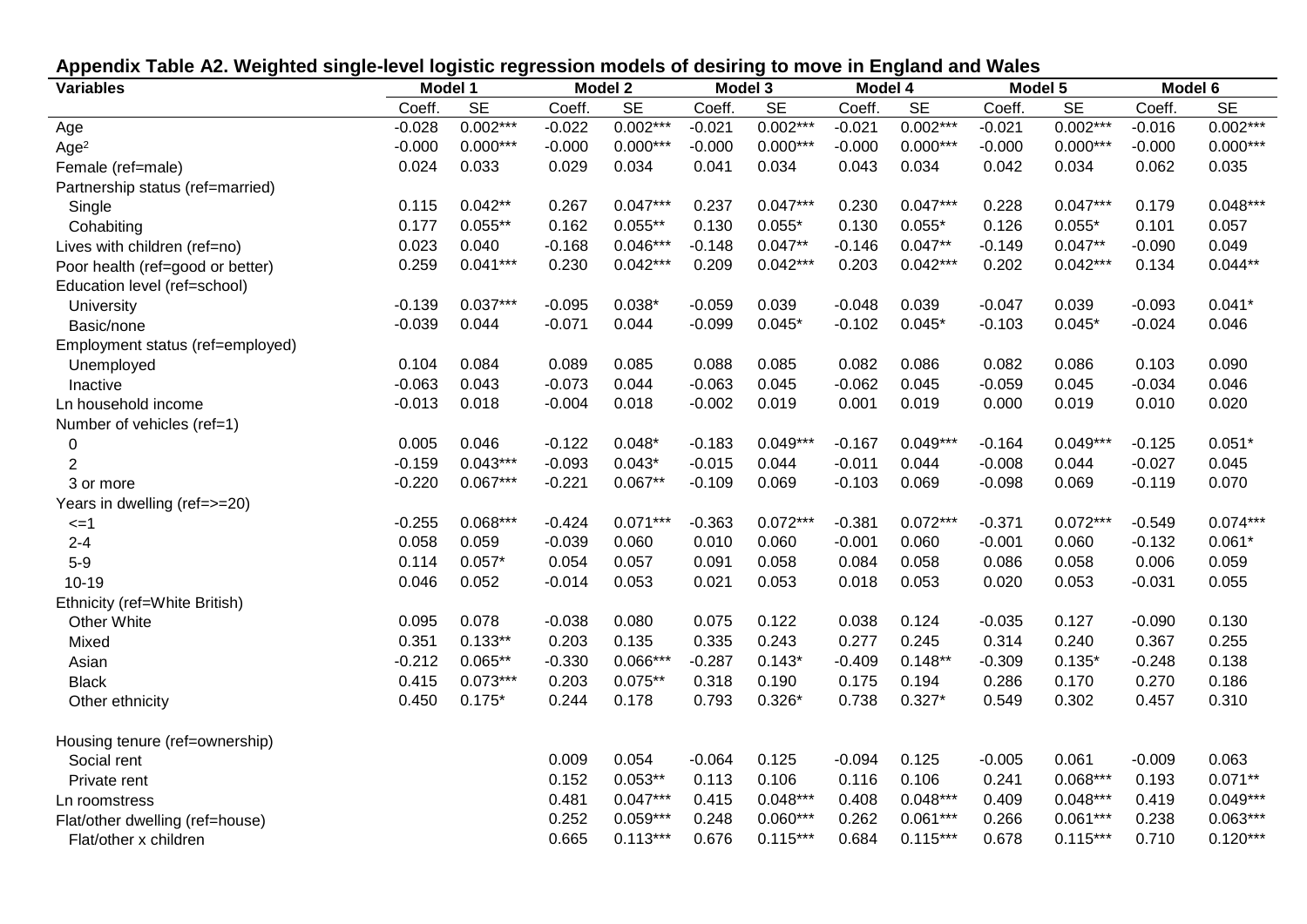**Appendix Table A2. Weighted single-level logistic regression models of desiring to move in England and Wales**

| Variables | Model 1 | | Model 2 | | Model 3 | | Model 4 | | Model 5 | | Model 6 | |
|---|---|---|---|---|---|---|---|---|---|---|---|---|
| | Coeff. | SE | Coeff. | SE | Coeff. | SE | Coeff. | SE | Coeff. | SE | Coeff. | SE |
| Age | -0.028 | 0.002*** | -0.022 | 0.002*** | -0.021 | 0.002*** | -0.021 | 0.002*** | -0.021 | 0.002*** | -0.016 | 0.002*** |
| Age$^2$ | -0.000 | 0.000*** | -0.000 | 0.000*** | -0.000 | 0.000*** | -0.000 | 0.000*** | -0.000 | 0.000*** | -0.000 | 0.000*** |
| Female (ref=male) | 0.024 | 0.033 | 0.029 | 0.034 | 0.041 | 0.034 | 0.043 | 0.034 | 0.042 | 0.034 | 0.062 | 0.035 |
| Partnership status (ref=married) | | | | | | | | | | | | |
| Single | 0.115 | 0.042** | 0.267 | 0.047*** | 0.237 | 0.047*** | 0.230 | 0.047*** | 0.228 | 0.047*** | 0.179 | 0.048*** |
| Cohabiting | 0.177 | 0.055** | 0.162 | 0.055** | 0.130 | 0.055* | 0.130 | 0.055* | 0.126 | 0.055* | 0.101 | 0.057 |
| Lives with children (ref=no) | 0.023 | 0.040 | -0.168 | 0.046*** | -0.148 | 0.047** | -0.146 | 0.047** | -0.149 | 0.047** | -0.090 | 0.049 |
| Poor health (ref=good or better) | 0.259 | 0.041*** | 0.230 | 0.042*** | 0.209 | 0.042*** | 0.203 | 0.042*** | 0.202 | 0.042*** | 0.134 | 0.044** |
| Education level (ref=school) | | | | | | | | | | | | |
| University | -0.139 | 0.037*** | -0.095 | 0.038* | -0.059 | 0.039 | -0.048 | 0.039 | -0.047 | 0.039 | -0.093 | 0.041* |
| Basic/none | -0.039 | 0.044 | -0.071 | 0.044 | -0.099 | 0.045* | -0.102 | 0.045* | -0.103 | 0.045* | -0.024 | 0.046 |
| Employment status (ref=employed) | | | | | | | | | | | | |
| Unemployed | 0.104 | 0.084 | 0.089 | 0.085 | 0.088 | 0.085 | 0.082 | 0.086 | 0.082 | 0.086 | 0.103 | 0.090 |
| Inactive | -0.063 | 0.043 | -0.073 | 0.044 | -0.063 | 0.045 | -0.062 | 0.045 | -0.059 | 0.045 | -0.034 | 0.046 |
| Ln household income | -0.013 | 0.018 | -0.004 | 0.018 | -0.002 | 0.019 | 0.001 | 0.019 | 0.000 | 0.019 | 0.010 | 0.020 |
| Number of vehicles (ref=1) | | | | | | | | | | | | |
| 0 | 0.005 | 0.046 | -0.122 | 0.048* | -0.183 | 0.049*** | -0.167 | 0.049*** | -0.164 | 0.049*** | -0.125 | 0.051* |
| 2 | -0.159 | 0.043*** | -0.093 | 0.043* | -0.015 | 0.044 | -0.011 | 0.044 | -0.008 | 0.044 | -0.027 | 0.045 |
| 3 or more | -0.220 | 0.067*** | -0.221 | 0.067** | -0.109 | 0.069 | -0.103 | 0.069 | -0.098 | 0.069 | -0.119 | 0.070 |
| Years in dwelling (ref=>=20) | | | | | | | | | | | | |
| <=1 | -0.255 | 0.068*** | -0.424 | 0.071*** | -0.363 | 0.072*** | -0.381 | 0.072*** | -0.371 | 0.072*** | -0.549 | 0.074*** |
| 2-4 | 0.058 | 0.059 | -0.039 | 0.060 | 0.010 | 0.060 | -0.001 | 0.060 | -0.001 | 0.060 | -0.132 | 0.061* |
| 5-9 | 0.114 | 0.057* | 0.054 | 0.057 | 0.091 | 0.058 | 0.084 | 0.058 | 0.086 | 0.058 | 0.006 | 0.059 |
| 10-19 | 0.046 | 0.052 | -0.014 | 0.053 | 0.021 | 0.053 | 0.018 | 0.053 | 0.020 | 0.053 | -0.031 | 0.055 |
| Ethnicity (ref=White British) | | | | | | | | | | | | |
| Other White | 0.095 | 0.078 | -0.038 | 0.080 | 0.075 | 0.122 | 0.038 | 0.124 | -0.035 | 0.127 | -0.090 | 0.130 |
| Mixed | 0.351 | 0.133** | 0.203 | 0.135 | 0.335 | 0.243 | 0.277 | 0.245 | 0.314 | 0.240 | 0.367 | 0.255 |
| Asian | -0.212 | 0.065** | -0.330 | 0.066*** | -0.287 | 0.143* | -0.409 | 0.148** | -0.309 | 0.135* | -0.248 | 0.138 |
| Black | 0.415 | 0.073*** | 0.203 | 0.075** | 0.318 | 0.190 | 0.175 | 0.194 | 0.286 | 0.170 | 0.270 | 0.186 |
| Other ethnicity | 0.450 | 0.175* | 0.244 | 0.178 | 0.793 | 0.326* | 0.738 | 0.327* | 0.549 | 0.302 | 0.457 | 0.310 |
| Housing tenure (ref=ownership) | | | | | | | | | | | | |
| Social rent | | | 0.009 | 0.054 | -0.064 | 0.125 | -0.094 | 0.125 | -0.005 | 0.061 | -0.009 | 0.063 |
| Private rent | | | 0.152 | 0.053** | 0.113 | 0.106 | 0.116 | 0.106 | 0.241 | 0.068*** | 0.193 | 0.071** |
| Ln roomstress | | | 0.481 | 0.047*** | 0.415 | 0.048*** | 0.408 | 0.048*** | 0.409 | 0.048*** | 0.419 | 0.049*** |
| Flat/other dwelling (ref=house) | | | 0.252 | 0.059*** | 0.248 | 0.060*** | 0.262 | 0.061*** | 0.266 | 0.061*** | 0.238 | 0.063*** |
| Flat/other x children | | | 0.665 | 0.113*** | 0.676 | 0.115*** | 0.684 | 0.115*** | 0.678 | 0.115*** | 0.710 | 0.120*** |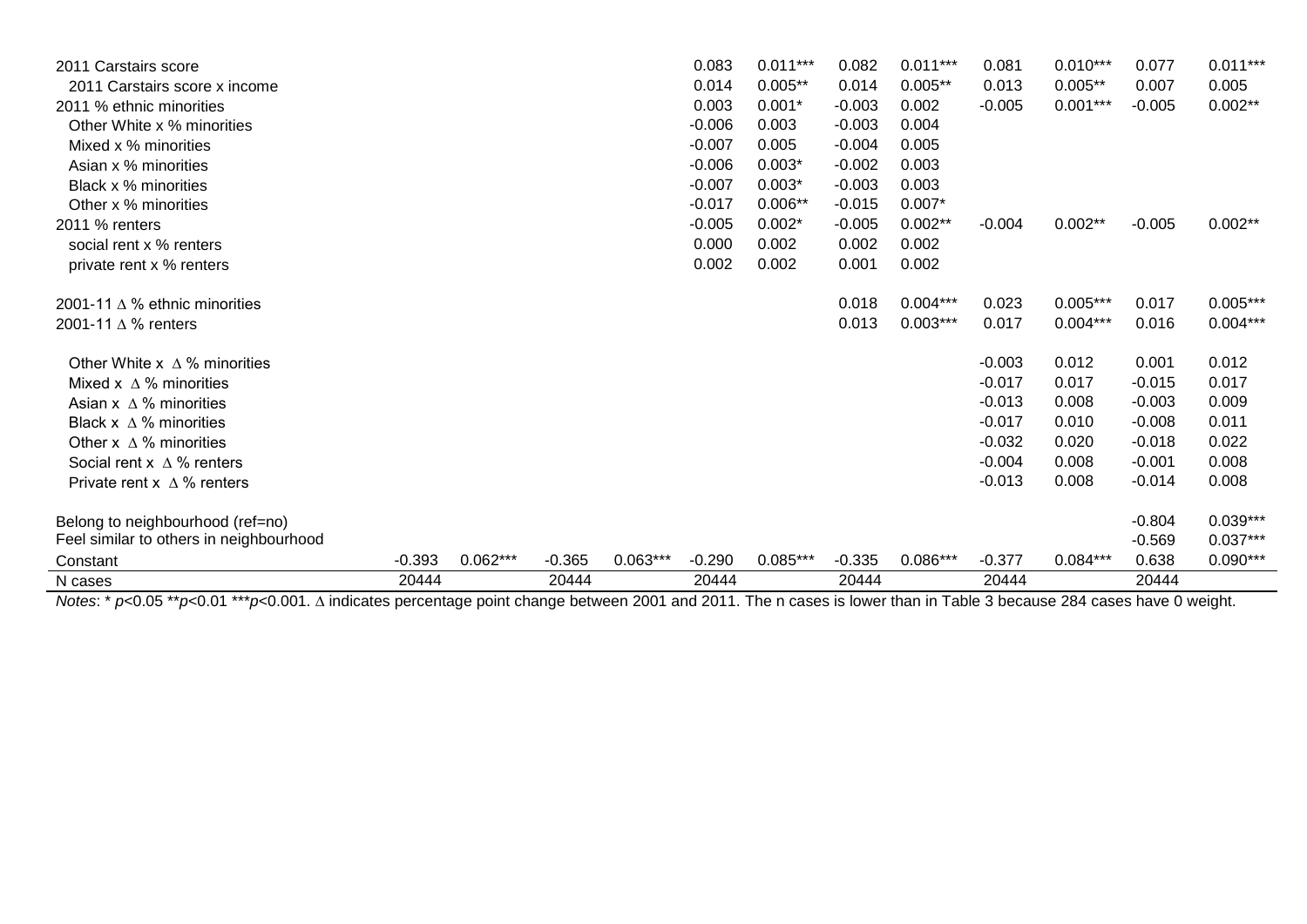| | | | | | | | | | | | | |
|---|---|---|---|---|---|---|---|---|---|---|---|---|
| 2011 Carstairs score | | | | | 0.083 | 0.011*** | 0.082 | 0.011*** | 0.081 | 0.010*** | 0.077 | 0.011*** |
| 2011 Carstairs score x income | | | | | 0.014 | 0.005** | 0.014 | 0.005** | 0.013 | 0.005** | 0.007 | 0.005 |
| 2011 % ethnic minorities | | | | | 0.003 | 0.001* | -0.003 | 0.002 | -0.005 | 0.001*** | -0.005 | 0.002** |
| Other White x % minorities | | | | | -0.006 | 0.003 | -0.003 | 0.004 | | | | |
| Mixed x % minorities | | | | | -0.007 | 0.005 | -0.004 | 0.005 | | | | |
| Asian x % minorities | | | | | -0.006 | 0.003* | -0.002 | 0.003 | | | | |
| Black x % minorities | | | | | -0.007 | 0.003* | -0.003 | 0.003 | | | | |
| Other x % minorities | | | | | -0.017 | 0.006** | -0.015 | 0.007* | | | | |
| 2011 % renters | | | | | -0.005 | 0.002* | -0.005 | 0.002** | -0.004 | 0.002** | -0.005 | 0.002** |
| social rent x % renters | | | | | 0.000 | 0.002 | 0.002 | 0.002 | | | | |
| private rent x % renters | | | | | 0.002 | 0.002 | 0.001 | 0.002 | | | | |
| 2001-11 Δ % ethnic minorities | | | | | | | 0.018 | 0.004*** | 0.023 | 0.005*** | 0.017 | 0.005*** |
| 2001-11 Δ % renters | | | | | | | 0.013 | 0.003*** | 0.017 | 0.004*** | 0.016 | 0.004*** |
| Other White x Δ % minorities | | | | | | | | | -0.003 | 0.012 | 0.001 | 0.012 |
| Mixed x Δ % minorities | | | | | | | | | -0.017 | 0.017 | -0.015 | 0.017 |
| Asian x Δ % minorities | | | | | | | | | -0.013 | 0.008 | -0.003 | 0.009 |
| Black x Δ % minorities | | | | | | | | | -0.017 | 0.010 | -0.008 | 0.011 |
| Other x Δ % minorities | | | | | | | | | -0.032 | 0.020 | -0.018 | 0.022 |
| Social rent x Δ % renters | | | | | | | | | -0.004 | 0.008 | -0.001 | 0.008 |
| Private rent x Δ % renters | | | | | | | | | -0.013 | 0.008 | -0.014 | 0.008 |
| Belong to neighbourhood (ref=no) | | | | | | | | | | | -0.804 | 0.039*** |
| Feel similar to others in neighbourhood | | | | | | | | | | | -0.569 | 0.037*** |
| Constant | -0.393 | 0.062*** | -0.365 | 0.063*** | -0.290 | 0.085*** | -0.335 | 0.086*** | -0.377 | 0.084*** | 0.638 | 0.090*** |
| N cases | 20444 | | 20444 | | 20444 | | 20444 | | 20444 | | 20444 | |

*Notes*: * *p*<0.05 ***p*<0.01 ****p*<0.001. Δ indicates percentage point change between 2001 and 2011. The n cases is lower than in Table 3 because 284 cases have 0 weight.